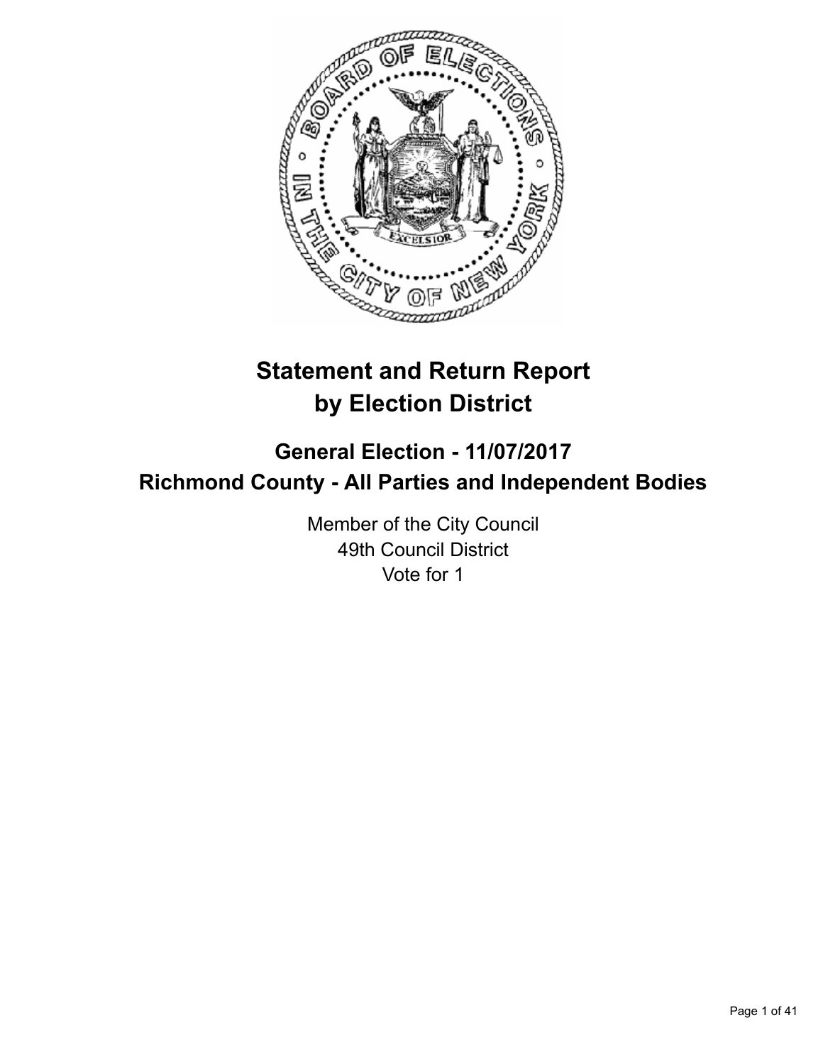# Statement and Return Report by Election District

## General Election - 11/07/2017
## Richmond County - All Parties and Independent Bodies

Member of the City Council
49th Council District
Vote for 1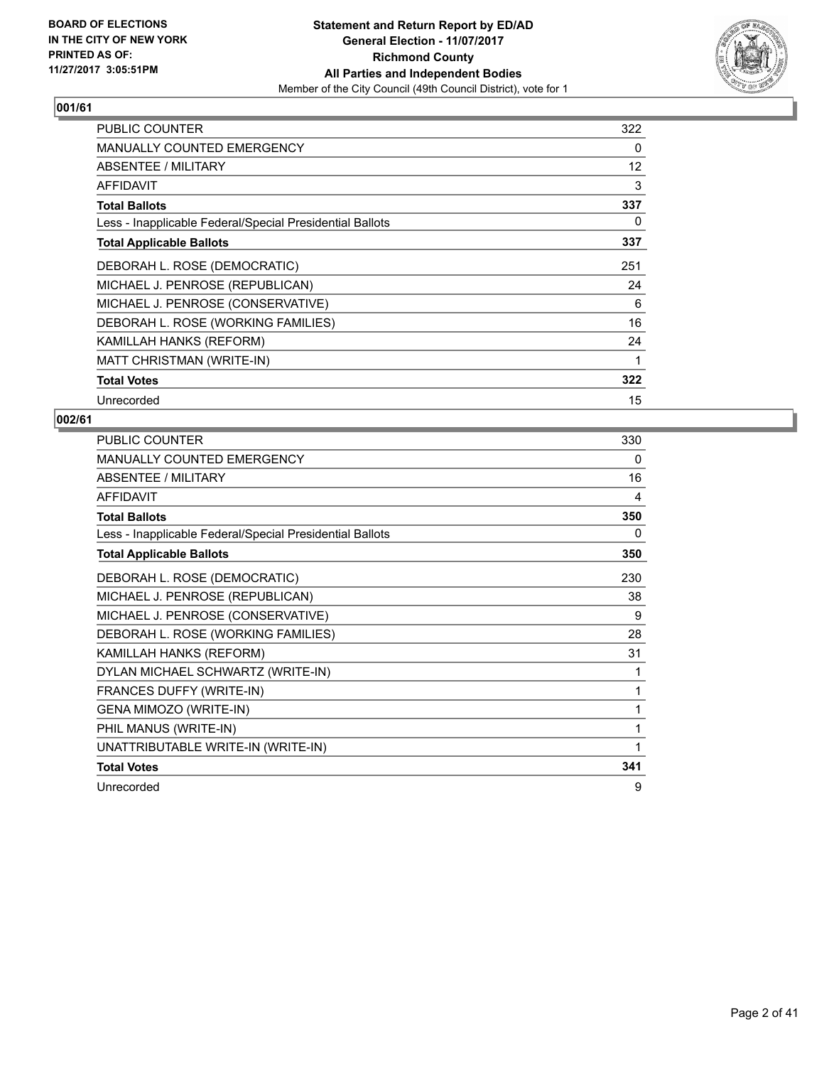**BOARD OF ELECTIONS IN THE CITY OF NEW YORK PRINTED AS OF: 11/27/2017 3:05:51PM**

**Statement and Return Report by ED/AD General Election - 11/07/2017 Richmond County All Parties and Independent Bodies**

Member of the City Council (49th Council District), vote for 1

## 001/61

| | |
|---|---|
| PUBLIC COUNTER | 322 |
| MANUALLY COUNTED EMERGENCY | 0 |
| ABSENTEE / MILITARY | 12 |
| AFFIDAVIT | 3 |
| **Total Ballots** | **337** |
| Less - Inapplicable Federal/Special Presidential Ballots | 0 |
| **Total Applicable Ballots** | **337** |
| DEBORAH L. ROSE (DEMOCRATIC) | 251 |
| MICHAEL J. PENROSE (REPUBLICAN) | 24 |
| MICHAEL J. PENROSE (CONSERVATIVE) | 6 |
| DEBORAH L. ROSE (WORKING FAMILIES) | 16 |
| KAMILLAH HANKS (REFORM) | 24 |
| MATT CHRISTMAN (WRITE-IN) | 1 |
| **Total Votes** | **322** |
| Unrecorded | 15 |

## 002/61

| | |
|---|---|
| PUBLIC COUNTER | 330 |
| MANUALLY COUNTED EMERGENCY | 0 |
| ABSENTEE / MILITARY | 16 |
| AFFIDAVIT | 4 |
| **Total Ballots** | **350** |
| Less - Inapplicable Federal/Special Presidential Ballots | 0 |
| **Total Applicable Ballots** | **350** |
| DEBORAH L. ROSE (DEMOCRATIC) | 230 |
| MICHAEL J. PENROSE (REPUBLICAN) | 38 |
| MICHAEL J. PENROSE (CONSERVATIVE) | 9 |
| DEBORAH L. ROSE (WORKING FAMILIES) | 28 |
| KAMILLAH HANKS (REFORM) | 31 |
| DYLAN MICHAEL SCHWARTZ (WRITE-IN) | 1 |
| FRANCES DUFFY (WRITE-IN) | 1 |
| GENA MIMOZO (WRITE-IN) | 1 |
| PHIL MANUS (WRITE-IN) | 1 |
| UNATTRIBUTABLE WRITE-IN (WRITE-IN) | 1 |
| **Total Votes** | **341** |
| Unrecorded | 9 |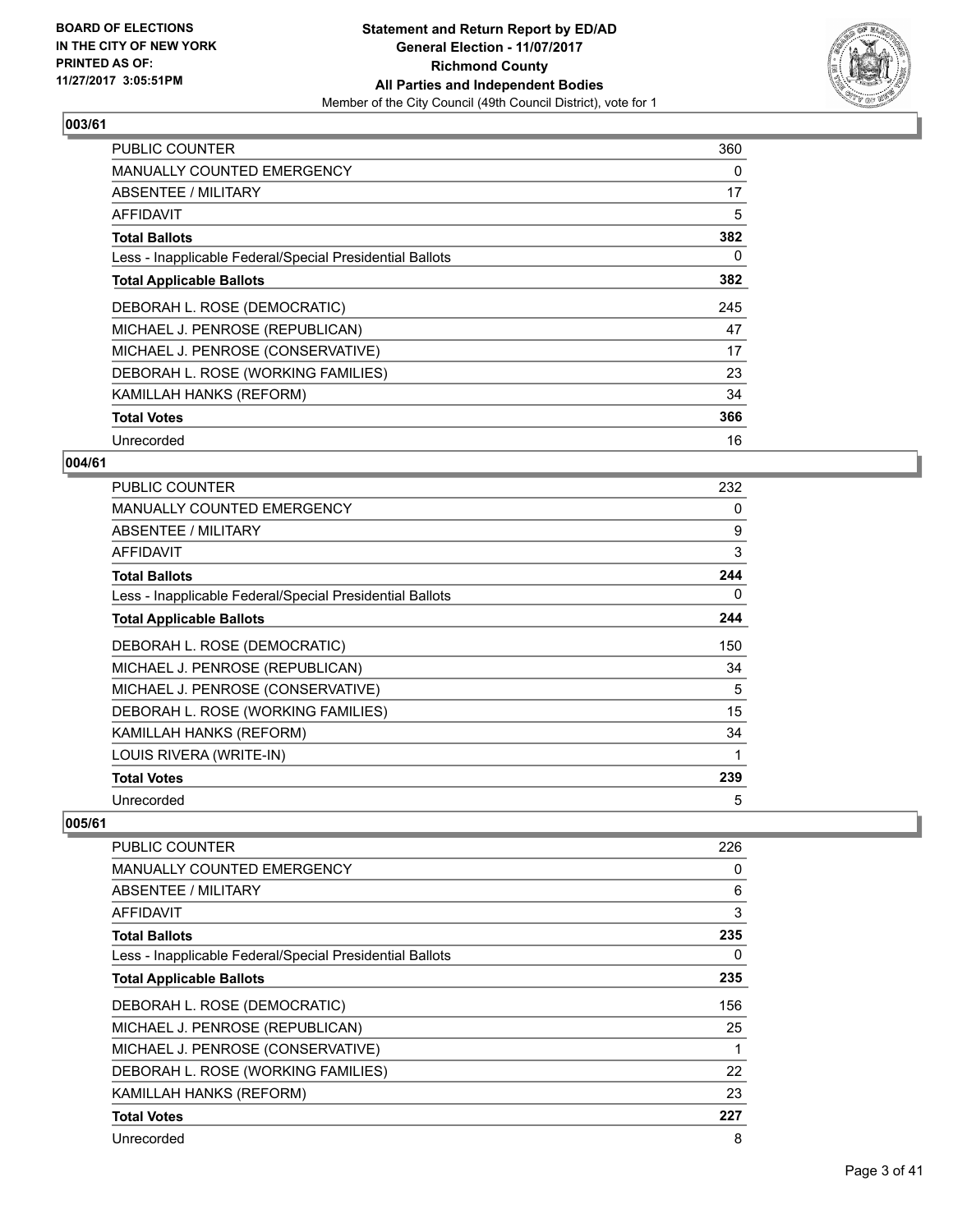## 003/61

| | |
|---|---|
| PUBLIC COUNTER | 360 |
| MANUALLY COUNTED EMERGENCY | 0 |
| ABSENTEE / MILITARY | 17 |
| AFFIDAVIT | 5 |
| **Total Ballots** | **382** |
| Less - Inapplicable Federal/Special Presidential Ballots | 0 |
| **Total Applicable Ballots** | **382** |
| DEBORAH L. ROSE (DEMOCRATIC) | 245 |
| MICHAEL J. PENROSE (REPUBLICAN) | 47 |
| MICHAEL J. PENROSE (CONSERVATIVE) | 17 |
| DEBORAH L. ROSE (WORKING FAMILIES) | 23 |
| KAMILLAH HANKS (REFORM) | 34 |
| **Total Votes** | **366** |
| Unrecorded | 16 |

## 004/61

| | |
|---|---|
| PUBLIC COUNTER | 232 |
| MANUALLY COUNTED EMERGENCY | 0 |
| ABSENTEE / MILITARY | 9 |
| AFFIDAVIT | 3 |
| **Total Ballots** | **244** |
| Less - Inapplicable Federal/Special Presidential Ballots | 0 |
| **Total Applicable Ballots** | **244** |
| DEBORAH L. ROSE (DEMOCRATIC) | 150 |
| MICHAEL J. PENROSE (REPUBLICAN) | 34 |
| MICHAEL J. PENROSE (CONSERVATIVE) | 5 |
| DEBORAH L. ROSE (WORKING FAMILIES) | 15 |
| KAMILLAH HANKS (REFORM) | 34 |
| LOUIS RIVERA (WRITE-IN) | 1 |
| **Total Votes** | **239** |
| Unrecorded | 5 |

## 005/61

| | |
|---|---|
| PUBLIC COUNTER | 226 |
| MANUALLY COUNTED EMERGENCY | 0 |
| ABSENTEE / MILITARY | 6 |
| AFFIDAVIT | 3 |
| **Total Ballots** | **235** |
| Less - Inapplicable Federal/Special Presidential Ballots | 0 |
| **Total Applicable Ballots** | **235** |
| DEBORAH L. ROSE (DEMOCRATIC) | 156 |
| MICHAEL J. PENROSE (REPUBLICAN) | 25 |
| MICHAEL J. PENROSE (CONSERVATIVE) | 1 |
| DEBORAH L. ROSE (WORKING FAMILIES) | 22 |
| KAMILLAH HANKS (REFORM) | 23 |
| **Total Votes** | **227** |
| Unrecorded | 8 |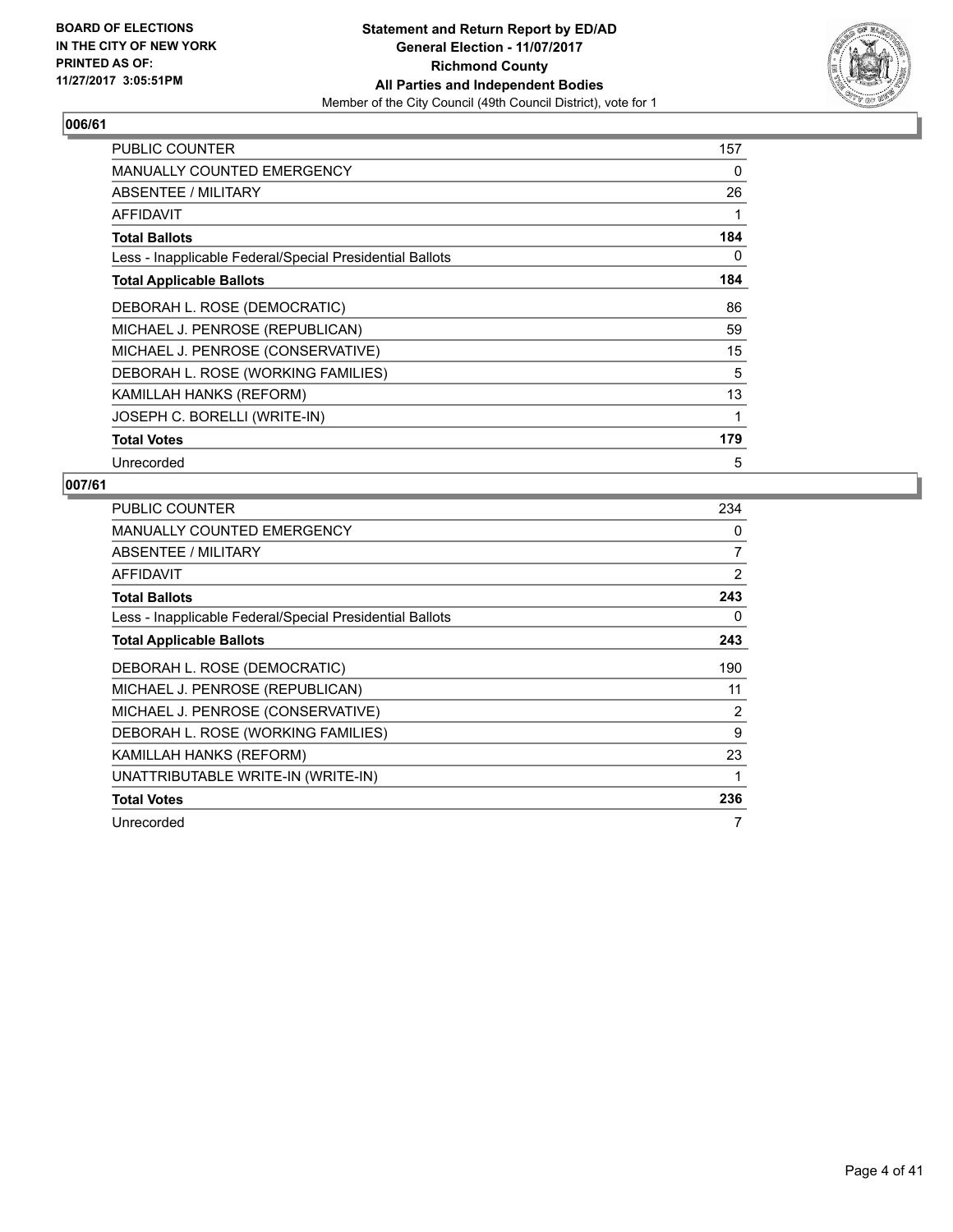**BOARD OF ELECTIONS IN THE CITY OF NEW YORK PRINTED AS OF: 11/27/2017 3:05:51PM**

**Statement and Return Report by ED/AD General Election - 11/07/2017 Richmond County All Parties and Independent Bodies**
Member of the City Council (49th Council District), vote for 1

## 006/61

| | |
|---|---|
| PUBLIC COUNTER | 157 |
| MANUALLY COUNTED EMERGENCY | 0 |
| ABSENTEE / MILITARY | 26 |
| AFFIDAVIT | 1 |
| **Total Ballots** | **184** |
| Less - Inapplicable Federal/Special Presidential Ballots | 0 |
| **Total Applicable Ballots** | **184** |
| DEBORAH L. ROSE (DEMOCRATIC) | 86 |
| MICHAEL J. PENROSE (REPUBLICAN) | 59 |
| MICHAEL J. PENROSE (CONSERVATIVE) | 15 |
| DEBORAH L. ROSE (WORKING FAMILIES) | 5 |
| KAMILLAH HANKS (REFORM) | 13 |
| JOSEPH C. BORELLI (WRITE-IN) | 1 |
| **Total Votes** | **179** |
| Unrecorded | 5 |

## 007/61

| | |
|---|---|
| PUBLIC COUNTER | 234 |
| MANUALLY COUNTED EMERGENCY | 0 |
| ABSENTEE / MILITARY | 7 |
| AFFIDAVIT | 2 |
| **Total Ballots** | **243** |
| Less - Inapplicable Federal/Special Presidential Ballots | 0 |
| **Total Applicable Ballots** | **243** |
| DEBORAH L. ROSE (DEMOCRATIC) | 190 |
| MICHAEL J. PENROSE (REPUBLICAN) | 11 |
| MICHAEL J. PENROSE (CONSERVATIVE) | 2 |
| DEBORAH L. ROSE (WORKING FAMILIES) | 9 |
| KAMILLAH HANKS (REFORM) | 23 |
| UNATTRIBUTABLE WRITE-IN (WRITE-IN) | 1 |
| **Total Votes** | **236** |
| Unrecorded | 7 |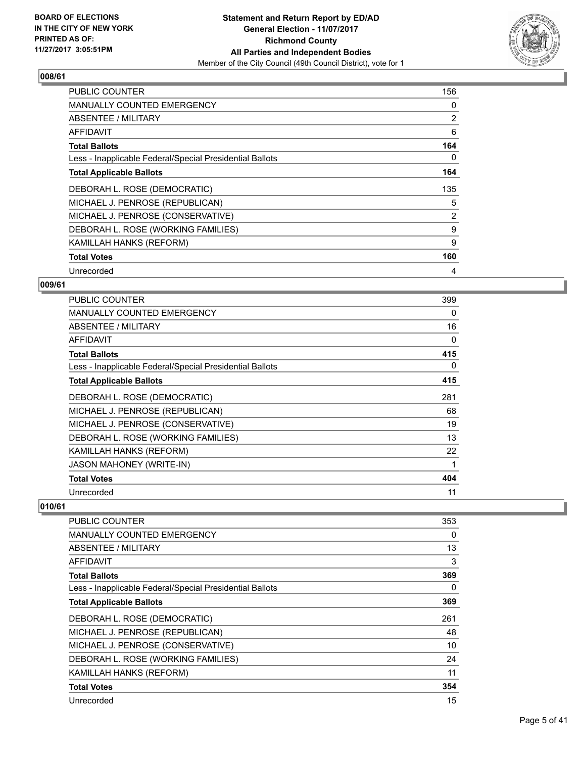**BOARD OF ELECTIONS IN THE CITY OF NEW YORK PRINTED AS OF: 11/27/2017 3:05:51PM**

**Statement and Return Report by ED/AD General Election - 11/07/2017 Richmond County All Parties and Independent Bodies**

Member of the City Council (49th Council District), vote for 1

## 008/61

| | |
|---|---|
| PUBLIC COUNTER | 156 |
| MANUALLY COUNTED EMERGENCY | 0 |
| ABSENTEE / MILITARY | 2 |
| AFFIDAVIT | 6 |
| **Total Ballots** | **164** |
| Less - Inapplicable Federal/Special Presidential Ballots | 0 |
| **Total Applicable Ballots** | **164** |
| DEBORAH L. ROSE (DEMOCRATIC) | 135 |
| MICHAEL J. PENROSE (REPUBLICAN) | 5 |
| MICHAEL J. PENROSE (CONSERVATIVE) | 2 |
| DEBORAH L. ROSE (WORKING FAMILIES) | 9 |
| KAMILLAH HANKS (REFORM) | 9 |
| **Total Votes** | **160** |
| Unrecorded | 4 |

## 009/61

| | |
|---|---|
| PUBLIC COUNTER | 399 |
| MANUALLY COUNTED EMERGENCY | 0 |
| ABSENTEE / MILITARY | 16 |
| AFFIDAVIT | 0 |
| **Total Ballots** | **415** |
| Less - Inapplicable Federal/Special Presidential Ballots | 0 |
| **Total Applicable Ballots** | **415** |
| DEBORAH L. ROSE (DEMOCRATIC) | 281 |
| MICHAEL J. PENROSE (REPUBLICAN) | 68 |
| MICHAEL J. PENROSE (CONSERVATIVE) | 19 |
| DEBORAH L. ROSE (WORKING FAMILIES) | 13 |
| KAMILLAH HANKS (REFORM) | 22 |
| JASON MAHONEY (WRITE-IN) | 1 |
| **Total Votes** | **404** |
| Unrecorded | 11 |

## 010/61

| | |
|---|---|
| PUBLIC COUNTER | 353 |
| MANUALLY COUNTED EMERGENCY | 0 |
| ABSENTEE / MILITARY | 13 |
| AFFIDAVIT | 3 |
| **Total Ballots** | **369** |
| Less - Inapplicable Federal/Special Presidential Ballots | 0 |
| **Total Applicable Ballots** | **369** |
| DEBORAH L. ROSE (DEMOCRATIC) | 261 |
| MICHAEL J. PENROSE (REPUBLICAN) | 48 |
| MICHAEL J. PENROSE (CONSERVATIVE) | 10 |
| DEBORAH L. ROSE (WORKING FAMILIES) | 24 |
| KAMILLAH HANKS (REFORM) | 11 |
| **Total Votes** | **354** |
| Unrecorded | 15 |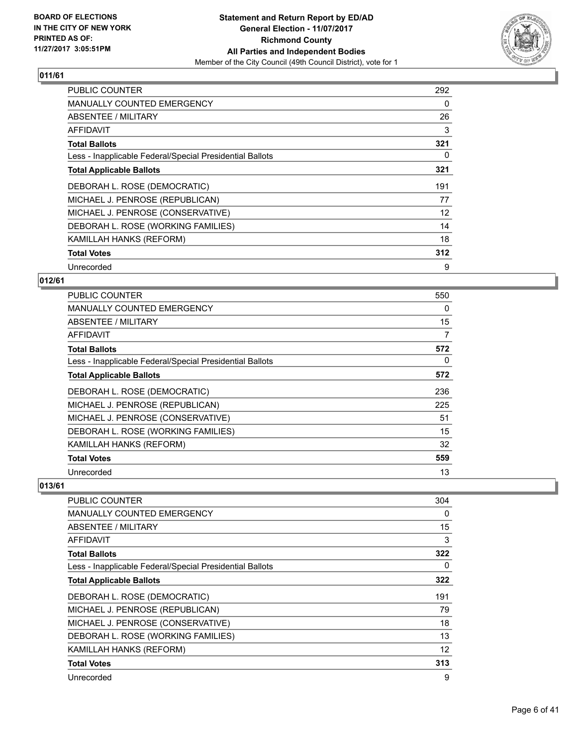## 011/61

| | |
|---|---|
| PUBLIC COUNTER | 292 |
| MANUALLY COUNTED EMERGENCY | 0 |
| ABSENTEE / MILITARY | 26 |
| AFFIDAVIT | 3 |
| **Total Ballots** | **321** |
| Less - Inapplicable Federal/Special Presidential Ballots | 0 |
| **Total Applicable Ballots** | **321** |
| DEBORAH L. ROSE (DEMOCRATIC) | 191 |
| MICHAEL J. PENROSE (REPUBLICAN) | 77 |
| MICHAEL J. PENROSE (CONSERVATIVE) | 12 |
| DEBORAH L. ROSE (WORKING FAMILIES) | 14 |
| KAMILLAH HANKS (REFORM) | 18 |
| **Total Votes** | **312** |
| Unrecorded | 9 |

## 012/61

| | |
|---|---|
| PUBLIC COUNTER | 550 |
| MANUALLY COUNTED EMERGENCY | 0 |
| ABSENTEE / MILITARY | 15 |
| AFFIDAVIT | 7 |
| **Total Ballots** | **572** |
| Less - Inapplicable Federal/Special Presidential Ballots | 0 |
| **Total Applicable Ballots** | **572** |
| DEBORAH L. ROSE (DEMOCRATIC) | 236 |
| MICHAEL J. PENROSE (REPUBLICAN) | 225 |
| MICHAEL J. PENROSE (CONSERVATIVE) | 51 |
| DEBORAH L. ROSE (WORKING FAMILIES) | 15 |
| KAMILLAH HANKS (REFORM) | 32 |
| **Total Votes** | **559** |
| Unrecorded | 13 |

## 013/61

| | |
|---|---|
| PUBLIC COUNTER | 304 |
| MANUALLY COUNTED EMERGENCY | 0 |
| ABSENTEE / MILITARY | 15 |
| AFFIDAVIT | 3 |
| **Total Ballots** | **322** |
| Less - Inapplicable Federal/Special Presidential Ballots | 0 |
| **Total Applicable Ballots** | **322** |
| DEBORAH L. ROSE (DEMOCRATIC) | 191 |
| MICHAEL J. PENROSE (REPUBLICAN) | 79 |
| MICHAEL J. PENROSE (CONSERVATIVE) | 18 |
| DEBORAH L. ROSE (WORKING FAMILIES) | 13 |
| KAMILLAH HANKS (REFORM) | 12 |
| **Total Votes** | **313** |
| Unrecorded | 9 |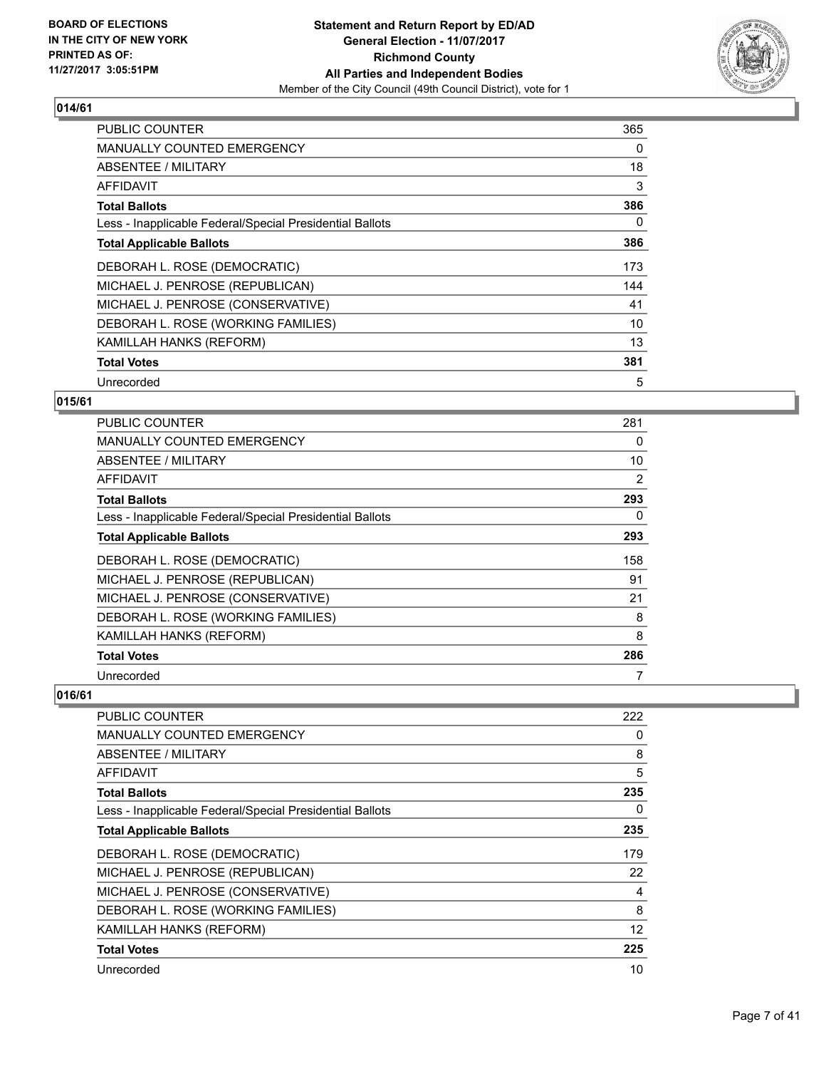### 014/61

| | |
|---|---|
| PUBLIC COUNTER | 365 |
| MANUALLY COUNTED EMERGENCY | 0 |
| ABSENTEE / MILITARY | 18 |
| AFFIDAVIT | 3 |
| **Total Ballots** | **386** |
| Less - Inapplicable Federal/Special Presidential Ballots | 0 |
| **Total Applicable Ballots** | **386** |
| DEBORAH L. ROSE (DEMOCRATIC) | 173 |
| MICHAEL J. PENROSE (REPUBLICAN) | 144 |
| MICHAEL J. PENROSE (CONSERVATIVE) | 41 |
| DEBORAH L. ROSE (WORKING FAMILIES) | 10 |
| KAMILLAH HANKS (REFORM) | 13 |
| **Total Votes** | **381** |
| Unrecorded | 5 |

### 015/61

| | |
|---|---|
| PUBLIC COUNTER | 281 |
| MANUALLY COUNTED EMERGENCY | 0 |
| ABSENTEE / MILITARY | 10 |
| AFFIDAVIT | 2 |
| **Total Ballots** | **293** |
| Less - Inapplicable Federal/Special Presidential Ballots | 0 |
| **Total Applicable Ballots** | **293** |
| DEBORAH L. ROSE (DEMOCRATIC) | 158 |
| MICHAEL J. PENROSE (REPUBLICAN) | 91 |
| MICHAEL J. PENROSE (CONSERVATIVE) | 21 |
| DEBORAH L. ROSE (WORKING FAMILIES) | 8 |
| KAMILLAH HANKS (REFORM) | 8 |
| **Total Votes** | **286** |
| Unrecorded | 7 |

### 016/61

| | |
|---|---|
| PUBLIC COUNTER | 222 |
| MANUALLY COUNTED EMERGENCY | 0 |
| ABSENTEE / MILITARY | 8 |
| AFFIDAVIT | 5 |
| **Total Ballots** | **235** |
| Less - Inapplicable Federal/Special Presidential Ballots | 0 |
| **Total Applicable Ballots** | **235** |
| DEBORAH L. ROSE (DEMOCRATIC) | 179 |
| MICHAEL J. PENROSE (REPUBLICAN) | 22 |
| MICHAEL J. PENROSE (CONSERVATIVE) | 4 |
| DEBORAH L. ROSE (WORKING FAMILIES) | 8 |
| KAMILLAH HANKS (REFORM) | 12 |
| **Total Votes** | **225** |
| Unrecorded | 10 |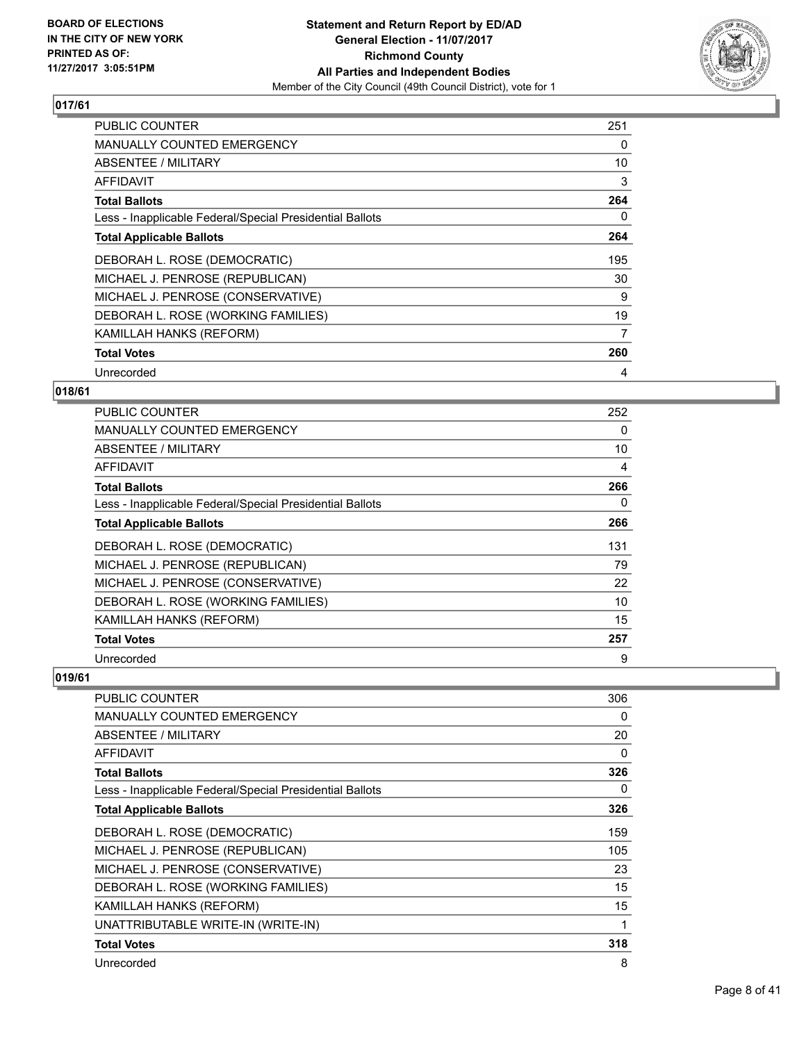BOARD OF ELECTIONS
IN THE CITY OF NEW YORK
PRINTED AS OF:
11/27/2017 3:05:51PM

**Statement and Return Report by ED/AD**
**General Election - 11/07/2017**
**Richmond County**
**All Parties and Independent Bodies**
Member of the City Council (49th Council District), vote for 1

### 017/61

| | |
|---|---|
| PUBLIC COUNTER | 251 |
| MANUALLY COUNTED EMERGENCY | 0 |
| ABSENTEE / MILITARY | 10 |
| AFFIDAVIT | 3 |
| **Total Ballots** | **264** |
| Less - Inapplicable Federal/Special Presidential Ballots | 0 |
| **Total Applicable Ballots** | **264** |
| DEBORAH L. ROSE (DEMOCRATIC) | 195 |
| MICHAEL J. PENROSE (REPUBLICAN) | 30 |
| MICHAEL J. PENROSE (CONSERVATIVE) | 9 |
| DEBORAH L. ROSE (WORKING FAMILIES) | 19 |
| KAMILLAH HANKS (REFORM) | 7 |
| **Total Votes** | **260** |
| Unrecorded | 4 |

### 018/61

| | |
|---|---|
| PUBLIC COUNTER | 252 |
| MANUALLY COUNTED EMERGENCY | 0 |
| ABSENTEE / MILITARY | 10 |
| AFFIDAVIT | 4 |
| **Total Ballots** | **266** |
| Less - Inapplicable Federal/Special Presidential Ballots | 0 |
| **Total Applicable Ballots** | **266** |
| DEBORAH L. ROSE (DEMOCRATIC) | 131 |
| MICHAEL J. PENROSE (REPUBLICAN) | 79 |
| MICHAEL J. PENROSE (CONSERVATIVE) | 22 |
| DEBORAH L. ROSE (WORKING FAMILIES) | 10 |
| KAMILLAH HANKS (REFORM) | 15 |
| **Total Votes** | **257** |
| Unrecorded | 9 |

### 019/61

| | |
|---|---|
| PUBLIC COUNTER | 306 |
| MANUALLY COUNTED EMERGENCY | 0 |
| ABSENTEE / MILITARY | 20 |
| AFFIDAVIT | 0 |
| **Total Ballots** | **326** |
| Less - Inapplicable Federal/Special Presidential Ballots | 0 |
| **Total Applicable Ballots** | **326** |
| DEBORAH L. ROSE (DEMOCRATIC) | 159 |
| MICHAEL J. PENROSE (REPUBLICAN) | 105 |
| MICHAEL J. PENROSE (CONSERVATIVE) | 23 |
| DEBORAH L. ROSE (WORKING FAMILIES) | 15 |
| KAMILLAH HANKS (REFORM) | 15 |
| UNATTRIBUTABLE WRITE-IN (WRITE-IN) | 1 |
| **Total Votes** | **318** |
| Unrecorded | 8 |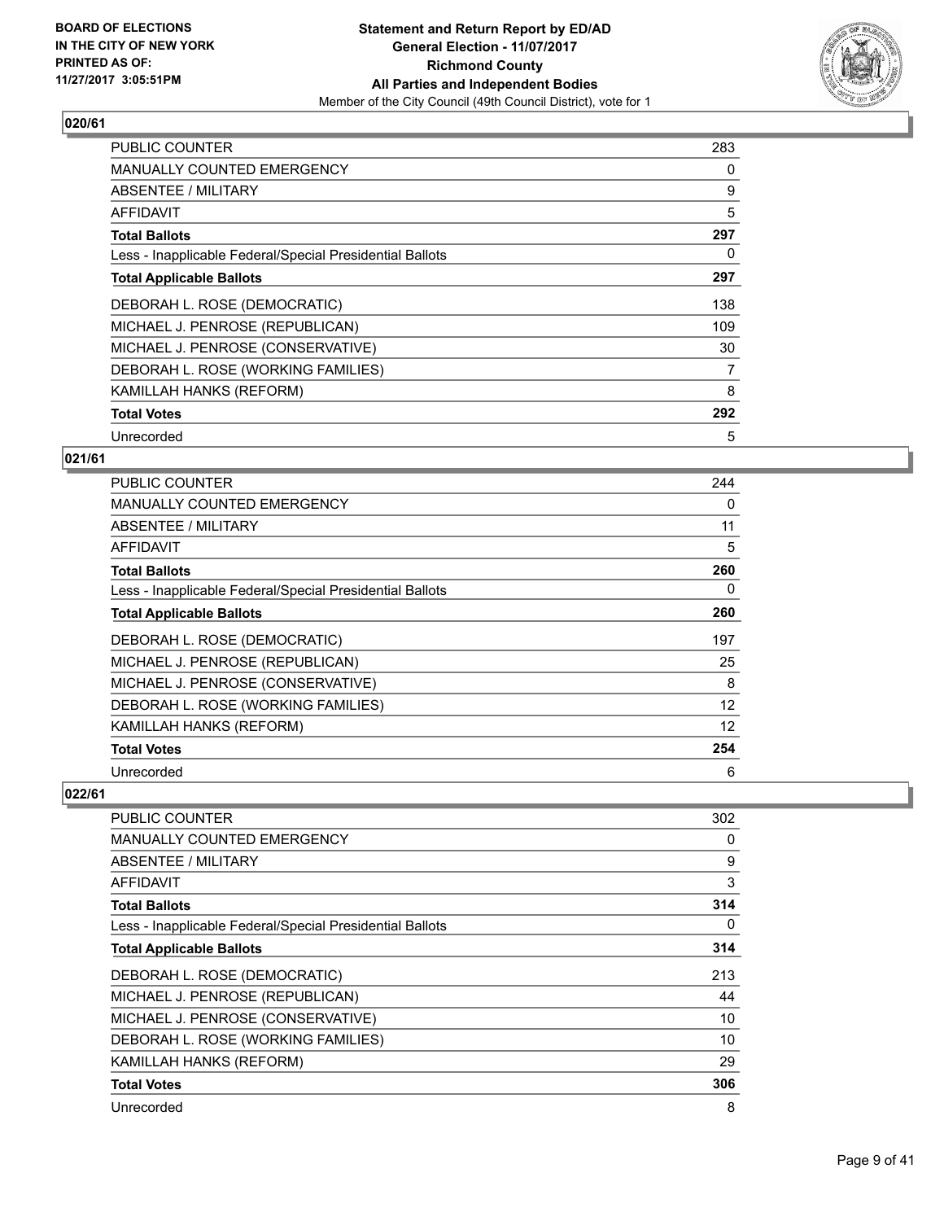**BOARD OF ELECTIONS IN THE CITY OF NEW YORK PRINTED AS OF: 11/27/2017 3:05:51PM**

**Statement and Return Report by ED/AD General Election - 11/07/2017 Richmond County All Parties and Independent Bodies**
Member of the City Council (49th Council District), vote for 1

**020/61**

| | |
|---|---|
| PUBLIC COUNTER | 283 |
| MANUALLY COUNTED EMERGENCY | 0 |
| ABSENTEE / MILITARY | 9 |
| AFFIDAVIT | 5 |
| **Total Ballots** | **297** |
| Less - Inapplicable Federal/Special Presidential Ballots | 0 |
| **Total Applicable Ballots** | **297** |
| DEBORAH L. ROSE (DEMOCRATIC) | 138 |
| MICHAEL J. PENROSE (REPUBLICAN) | 109 |
| MICHAEL J. PENROSE (CONSERVATIVE) | 30 |
| DEBORAH L. ROSE (WORKING FAMILIES) | 7 |
| KAMILLAH HANKS (REFORM) | 8 |
| **Total Votes** | **292** |
| Unrecorded | 5 |

**021/61**

| | |
|---|---|
| PUBLIC COUNTER | 244 |
| MANUALLY COUNTED EMERGENCY | 0 |
| ABSENTEE / MILITARY | 11 |
| AFFIDAVIT | 5 |
| **Total Ballots** | **260** |
| Less - Inapplicable Federal/Special Presidential Ballots | 0 |
| **Total Applicable Ballots** | **260** |
| DEBORAH L. ROSE (DEMOCRATIC) | 197 |
| MICHAEL J. PENROSE (REPUBLICAN) | 25 |
| MICHAEL J. PENROSE (CONSERVATIVE) | 8 |
| DEBORAH L. ROSE (WORKING FAMILIES) | 12 |
| KAMILLAH HANKS (REFORM) | 12 |
| **Total Votes** | **254** |
| Unrecorded | 6 |

**022/61**

| | |
|---|---|
| PUBLIC COUNTER | 302 |
| MANUALLY COUNTED EMERGENCY | 0 |
| ABSENTEE / MILITARY | 9 |
| AFFIDAVIT | 3 |
| **Total Ballots** | **314** |
| Less - Inapplicable Federal/Special Presidential Ballots | 0 |
| **Total Applicable Ballots** | **314** |
| DEBORAH L. ROSE (DEMOCRATIC) | 213 |
| MICHAEL J. PENROSE (REPUBLICAN) | 44 |
| MICHAEL J. PENROSE (CONSERVATIVE) | 10 |
| DEBORAH L. ROSE (WORKING FAMILIES) | 10 |
| KAMILLAH HANKS (REFORM) | 29 |
| **Total Votes** | **306** |
| Unrecorded | 8 |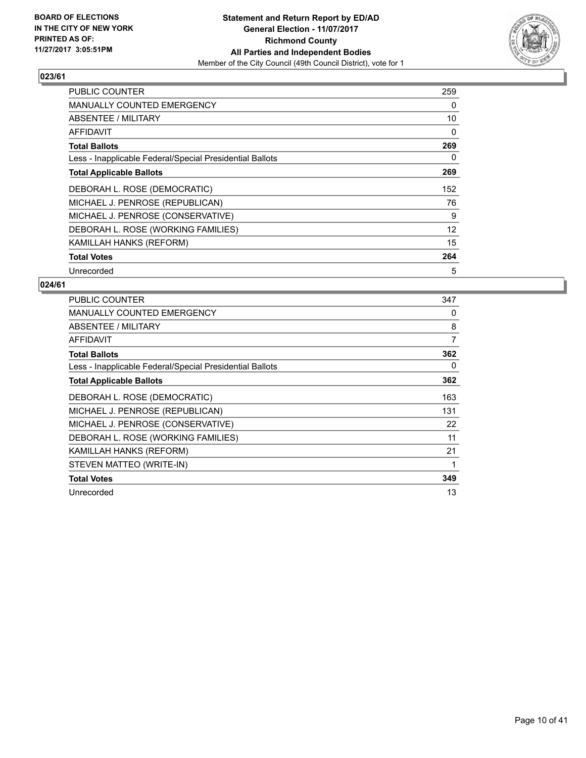**BOARD OF ELECTIONS IN THE CITY OF NEW YORK PRINTED AS OF: 11/27/2017 3:05:51PM**

**Statement and Return Report by ED/AD General Election - 11/07/2017 Richmond County All Parties and Independent Bodies**

Member of the City Council (49th Council District), vote for 1

## 023/61

| | |
|---|---|
| PUBLIC COUNTER | 259 |
| MANUALLY COUNTED EMERGENCY | 0 |
| ABSENTEE / MILITARY | 10 |
| AFFIDAVIT | 0 |
| **Total Ballots** | **269** |
| Less - Inapplicable Federal/Special Presidential Ballots | 0 |
| **Total Applicable Ballots** | **269** |
| DEBORAH L. ROSE (DEMOCRATIC) | 152 |
| MICHAEL J. PENROSE (REPUBLICAN) | 76 |
| MICHAEL J. PENROSE (CONSERVATIVE) | 9 |
| DEBORAH L. ROSE (WORKING FAMILIES) | 12 |
| KAMILLAH HANKS (REFORM) | 15 |
| **Total Votes** | **264** |
| Unrecorded | 5 |

## 024/61

| | |
|---|---|
| PUBLIC COUNTER | 347 |
| MANUALLY COUNTED EMERGENCY | 0 |
| ABSENTEE / MILITARY | 8 |
| AFFIDAVIT | 7 |
| **Total Ballots** | **362** |
| Less - Inapplicable Federal/Special Presidential Ballots | 0 |
| **Total Applicable Ballots** | **362** |
| DEBORAH L. ROSE (DEMOCRATIC) | 163 |
| MICHAEL J. PENROSE (REPUBLICAN) | 131 |
| MICHAEL J. PENROSE (CONSERVATIVE) | 22 |
| DEBORAH L. ROSE (WORKING FAMILIES) | 11 |
| KAMILLAH HANKS (REFORM) | 21 |
| STEVEN MATTEO (WRITE-IN) | 1 |
| **Total Votes** | **349** |
| Unrecorded | 13 |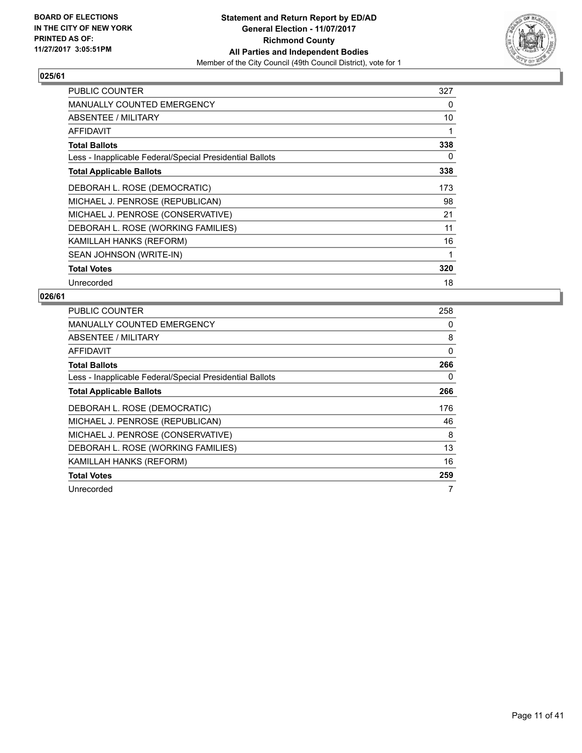**BOARD OF ELECTIONS IN THE CITY OF NEW YORK PRINTED AS OF: 11/27/2017 3:05:51PM**

**Statement and Return Report by ED/AD General Election - 11/07/2017 Richmond County All Parties and Independent Bodies**

Member of the City Council (49th Council District), vote for 1

## 025/61

| | |
|---|---|
| PUBLIC COUNTER | 327 |
| MANUALLY COUNTED EMERGENCY | 0 |
| ABSENTEE / MILITARY | 10 |
| AFFIDAVIT | 1 |
| **Total Ballots** | **338** |
| Less - Inapplicable Federal/Special Presidential Ballots | 0 |
| **Total Applicable Ballots** | **338** |
| DEBORAH L. ROSE (DEMOCRATIC) | 173 |
| MICHAEL J. PENROSE (REPUBLICAN) | 98 |
| MICHAEL J. PENROSE (CONSERVATIVE) | 21 |
| DEBORAH L. ROSE (WORKING FAMILIES) | 11 |
| KAMILLAH HANKS (REFORM) | 16 |
| SEAN JOHNSON (WRITE-IN) | 1 |
| **Total Votes** | **320** |
| Unrecorded | 18 |

## 026/61

| | |
|---|---|
| PUBLIC COUNTER | 258 |
| MANUALLY COUNTED EMERGENCY | 0 |
| ABSENTEE / MILITARY | 8 |
| AFFIDAVIT | 0 |
| **Total Ballots** | **266** |
| Less - Inapplicable Federal/Special Presidential Ballots | 0 |
| **Total Applicable Ballots** | **266** |
| DEBORAH L. ROSE (DEMOCRATIC) | 176 |
| MICHAEL J. PENROSE (REPUBLICAN) | 46 |
| MICHAEL J. PENROSE (CONSERVATIVE) | 8 |
| DEBORAH L. ROSE (WORKING FAMILIES) | 13 |
| KAMILLAH HANKS (REFORM) | 16 |
| **Total Votes** | **259** |
| Unrecorded | 7 |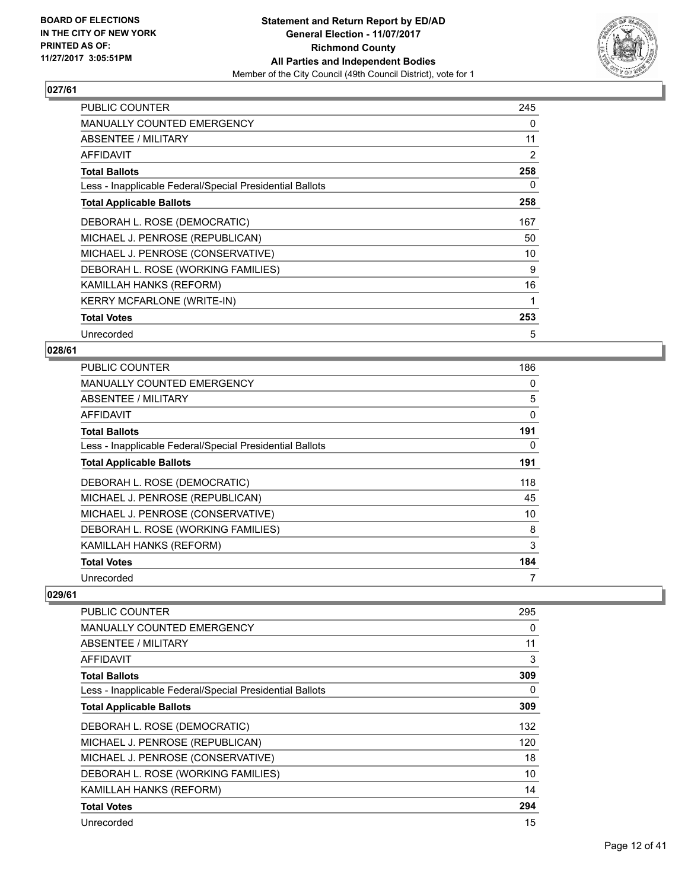**Statement and Return Report by ED/AD**
**General Election - 11/07/2017**
**Richmond County**
**All Parties and Independent Bodies**
Member of the City Council (49th Council District), vote for 1

BOARD OF ELECTIONS
IN THE CITY OF NEW YORK
PRINTED AS OF:
11/27/2017 3:05:51PM

### 027/61

| | |
|---|---|
| PUBLIC COUNTER | 245 |
| MANUALLY COUNTED EMERGENCY | 0 |
| ABSENTEE / MILITARY | 11 |
| AFFIDAVIT | 2 |
| **Total Ballots** | **258** |
| Less - Inapplicable Federal/Special Presidential Ballots | 0 |
| **Total Applicable Ballots** | **258** |
| DEBORAH L. ROSE (DEMOCRATIC) | 167 |
| MICHAEL J. PENROSE (REPUBLICAN) | 50 |
| MICHAEL J. PENROSE (CONSERVATIVE) | 10 |
| DEBORAH L. ROSE (WORKING FAMILIES) | 9 |
| KAMILLAH HANKS (REFORM) | 16 |
| KERRY MCFARLONE (WRITE-IN) | 1 |
| **Total Votes** | **253** |
| Unrecorded | 5 |

### 028/61

| | |
|---|---|
| PUBLIC COUNTER | 186 |
| MANUALLY COUNTED EMERGENCY | 0 |
| ABSENTEE / MILITARY | 5 |
| AFFIDAVIT | 0 |
| **Total Ballots** | **191** |
| Less - Inapplicable Federal/Special Presidential Ballots | 0 |
| **Total Applicable Ballots** | **191** |
| DEBORAH L. ROSE (DEMOCRATIC) | 118 |
| MICHAEL J. PENROSE (REPUBLICAN) | 45 |
| MICHAEL J. PENROSE (CONSERVATIVE) | 10 |
| DEBORAH L. ROSE (WORKING FAMILIES) | 8 |
| KAMILLAH HANKS (REFORM) | 3 |
| **Total Votes** | **184** |
| Unrecorded | 7 |

### 029/61

| | |
|---|---|
| PUBLIC COUNTER | 295 |
| MANUALLY COUNTED EMERGENCY | 0 |
| ABSENTEE / MILITARY | 11 |
| AFFIDAVIT | 3 |
| **Total Ballots** | **309** |
| Less - Inapplicable Federal/Special Presidential Ballots | 0 |
| **Total Applicable Ballots** | **309** |
| DEBORAH L. ROSE (DEMOCRATIC) | 132 |
| MICHAEL J. PENROSE (REPUBLICAN) | 120 |
| MICHAEL J. PENROSE (CONSERVATIVE) | 18 |
| DEBORAH L. ROSE (WORKING FAMILIES) | 10 |
| KAMILLAH HANKS (REFORM) | 14 |
| **Total Votes** | **294** |
| Unrecorded | 15 |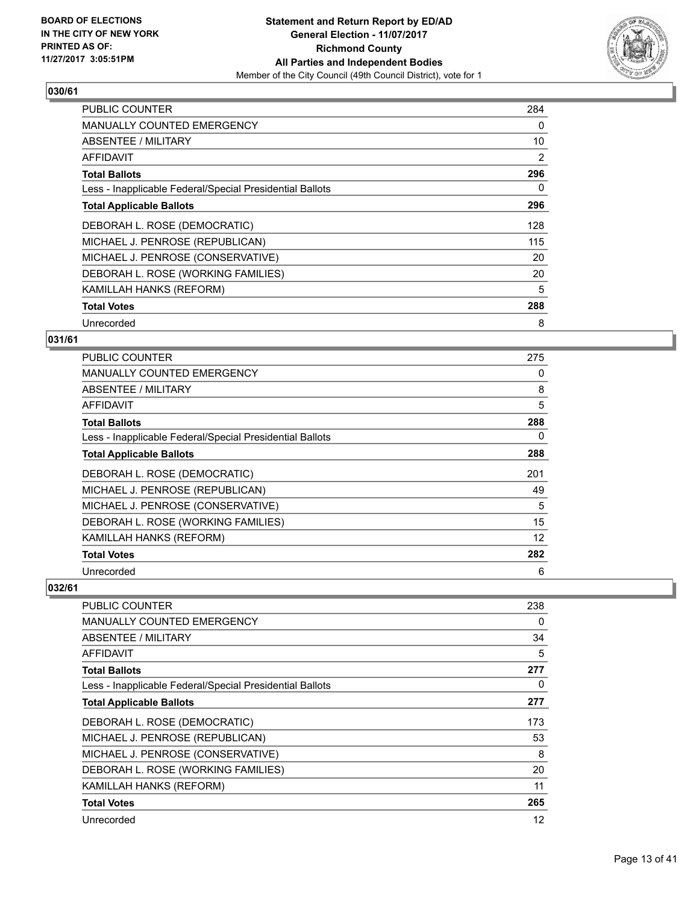**Statement and Return Report by ED/AD**
**General Election - 11/07/2017**
**Richmond County**
**All Parties and Independent Bodies**
Member of the City Council (49th Council District), vote for 1

BOARD OF ELECTIONS IN THE CITY OF NEW YORK
PRINTED AS OF: 11/27/2017 3:05:51PM

### 030/61

| | |
|---|---|
| PUBLIC COUNTER | 284 |
| MANUALLY COUNTED EMERGENCY | 0 |
| ABSENTEE / MILITARY | 10 |
| AFFIDAVIT | 2 |
| **Total Ballots** | **296** |
| Less - Inapplicable Federal/Special Presidential Ballots | 0 |
| **Total Applicable Ballots** | **296** |
| DEBORAH L. ROSE (DEMOCRATIC) | 128 |
| MICHAEL J. PENROSE (REPUBLICAN) | 115 |
| MICHAEL J. PENROSE (CONSERVATIVE) | 20 |
| DEBORAH L. ROSE (WORKING FAMILIES) | 20 |
| KAMILLAH HANKS (REFORM) | 5 |
| **Total Votes** | **288** |
| Unrecorded | 8 |

### 031/61

| | |
|---|---|
| PUBLIC COUNTER | 275 |
| MANUALLY COUNTED EMERGENCY | 0 |
| ABSENTEE / MILITARY | 8 |
| AFFIDAVIT | 5 |
| **Total Ballots** | **288** |
| Less - Inapplicable Federal/Special Presidential Ballots | 0 |
| **Total Applicable Ballots** | **288** |
| DEBORAH L. ROSE (DEMOCRATIC) | 201 |
| MICHAEL J. PENROSE (REPUBLICAN) | 49 |
| MICHAEL J. PENROSE (CONSERVATIVE) | 5 |
| DEBORAH L. ROSE (WORKING FAMILIES) | 15 |
| KAMILLAH HANKS (REFORM) | 12 |
| **Total Votes** | **282** |
| Unrecorded | 6 |

### 032/61

| | |
|---|---|
| PUBLIC COUNTER | 238 |
| MANUALLY COUNTED EMERGENCY | 0 |
| ABSENTEE / MILITARY | 34 |
| AFFIDAVIT | 5 |
| **Total Ballots** | **277** |
| Less - Inapplicable Federal/Special Presidential Ballots | 0 |
| **Total Applicable Ballots** | **277** |
| DEBORAH L. ROSE (DEMOCRATIC) | 173 |
| MICHAEL J. PENROSE (REPUBLICAN) | 53 |
| MICHAEL J. PENROSE (CONSERVATIVE) | 8 |
| DEBORAH L. ROSE (WORKING FAMILIES) | 20 |
| KAMILLAH HANKS (REFORM) | 11 |
| **Total Votes** | **265** |
| Unrecorded | 12 |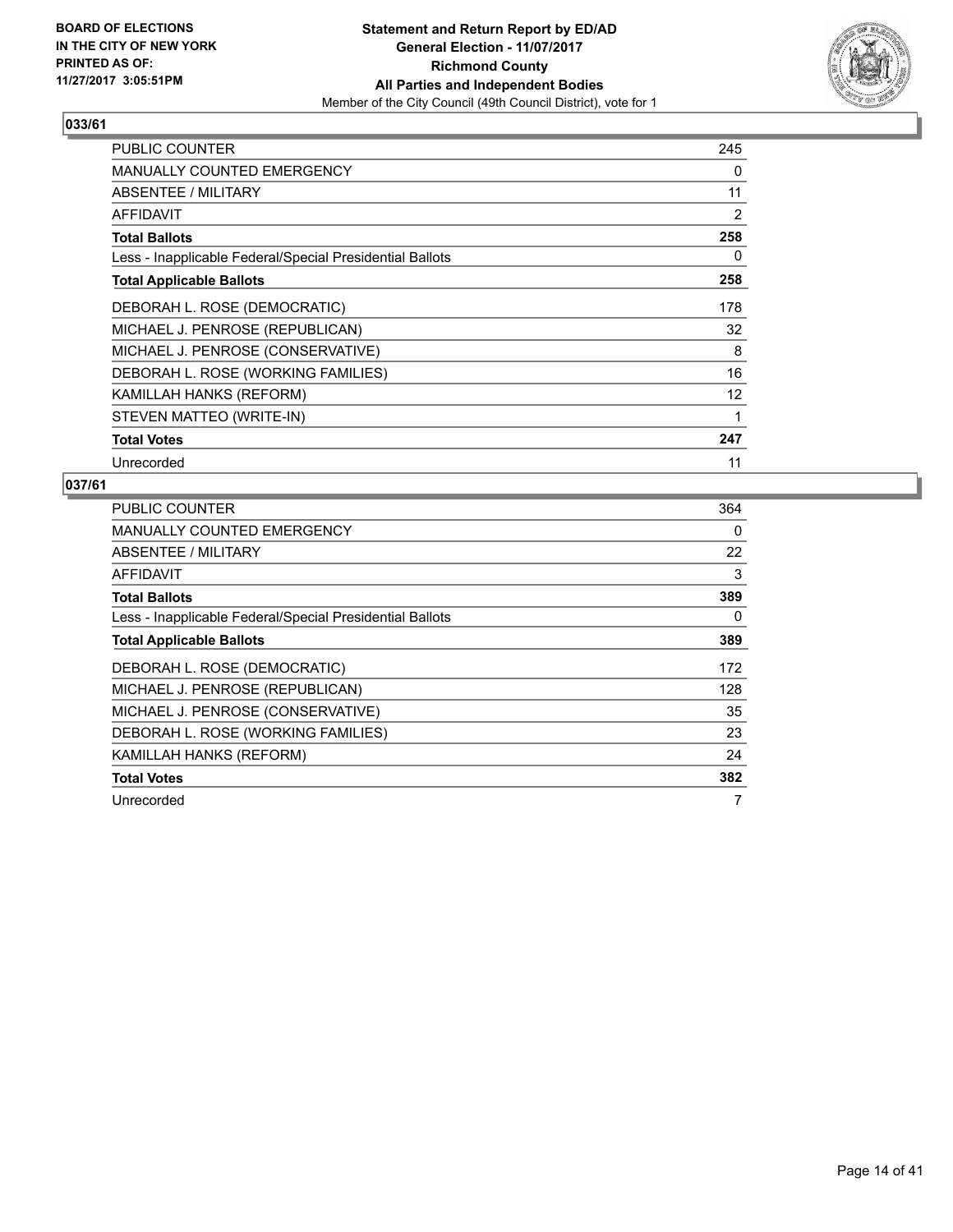**BOARD OF ELECTIONS IN THE CITY OF NEW YORK PRINTED AS OF: 11/27/2017 3:05:51PM**

**Statement and Return Report by ED/AD**
**General Election - 11/07/2017**
**Richmond County**
**All Parties and Independent Bodies**
Member of the City Council (49th Council District), vote for 1

## 033/61

| | |
|---|---|
| PUBLIC COUNTER | 245 |
| MANUALLY COUNTED EMERGENCY | 0 |
| ABSENTEE / MILITARY | 11 |
| AFFIDAVIT | 2 |
| **Total Ballots** | **258** |
| Less - Inapplicable Federal/Special Presidential Ballots | 0 |
| **Total Applicable Ballots** | **258** |
| DEBORAH L. ROSE (DEMOCRATIC) | 178 |
| MICHAEL J. PENROSE (REPUBLICAN) | 32 |
| MICHAEL J. PENROSE (CONSERVATIVE) | 8 |
| DEBORAH L. ROSE (WORKING FAMILIES) | 16 |
| KAMILLAH HANKS (REFORM) | 12 |
| STEVEN MATTEO (WRITE-IN) | 1 |
| **Total Votes** | **247** |
| Unrecorded | 11 |

## 037/61

| | |
|---|---|
| PUBLIC COUNTER | 364 |
| MANUALLY COUNTED EMERGENCY | 0 |
| ABSENTEE / MILITARY | 22 |
| AFFIDAVIT | 3 |
| **Total Ballots** | **389** |
| Less - Inapplicable Federal/Special Presidential Ballots | 0 |
| **Total Applicable Ballots** | **389** |
| DEBORAH L. ROSE (DEMOCRATIC) | 172 |
| MICHAEL J. PENROSE (REPUBLICAN) | 128 |
| MICHAEL J. PENROSE (CONSERVATIVE) | 35 |
| DEBORAH L. ROSE (WORKING FAMILIES) | 23 |
| KAMILLAH HANKS (REFORM) | 24 |
| **Total Votes** | **382** |
| Unrecorded | 7 |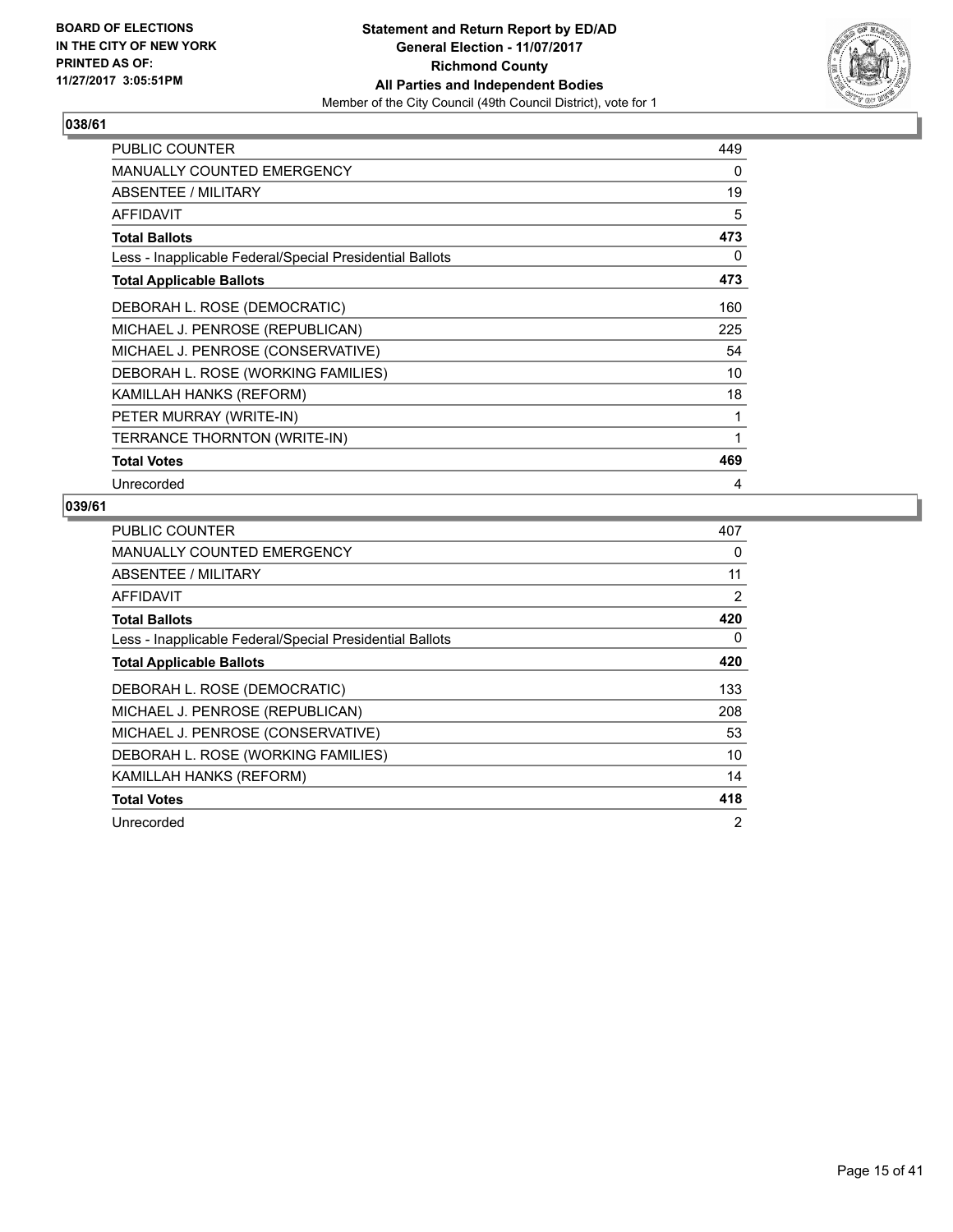**BOARD OF ELECTIONS IN THE CITY OF NEW YORK PRINTED AS OF: 11/27/2017 3:05:51PM**

**Statement and Return Report by ED/AD**
**General Election - 11/07/2017**
**Richmond County**
**All Parties and Independent Bodies**
Member of the City Council (49th Council District), vote for 1

## 038/61

| | |
|---|---|
| PUBLIC COUNTER | 449 |
| MANUALLY COUNTED EMERGENCY | 0 |
| ABSENTEE / MILITARY | 19 |
| AFFIDAVIT | 5 |
| **Total Ballots** | **473** |
| Less - Inapplicable Federal/Special Presidential Ballots | 0 |
| **Total Applicable Ballots** | **473** |
| DEBORAH L. ROSE (DEMOCRATIC) | 160 |
| MICHAEL J. PENROSE (REPUBLICAN) | 225 |
| MICHAEL J. PENROSE (CONSERVATIVE) | 54 |
| DEBORAH L. ROSE (WORKING FAMILIES) | 10 |
| KAMILLAH HANKS (REFORM) | 18 |
| PETER MURRAY (WRITE-IN) | 1 |
| TERRANCE THORNTON (WRITE-IN) | 1 |
| **Total Votes** | **469** |
| Unrecorded | 4 |

## 039/61

| | |
|---|---|
| PUBLIC COUNTER | 407 |
| MANUALLY COUNTED EMERGENCY | 0 |
| ABSENTEE / MILITARY | 11 |
| AFFIDAVIT | 2 |
| **Total Ballots** | **420** |
| Less - Inapplicable Federal/Special Presidential Ballots | 0 |
| **Total Applicable Ballots** | **420** |
| DEBORAH L. ROSE (DEMOCRATIC) | 133 |
| MICHAEL J. PENROSE (REPUBLICAN) | 208 |
| MICHAEL J. PENROSE (CONSERVATIVE) | 53 |
| DEBORAH L. ROSE (WORKING FAMILIES) | 10 |
| KAMILLAH HANKS (REFORM) | 14 |
| **Total Votes** | **418** |
| Unrecorded | 2 |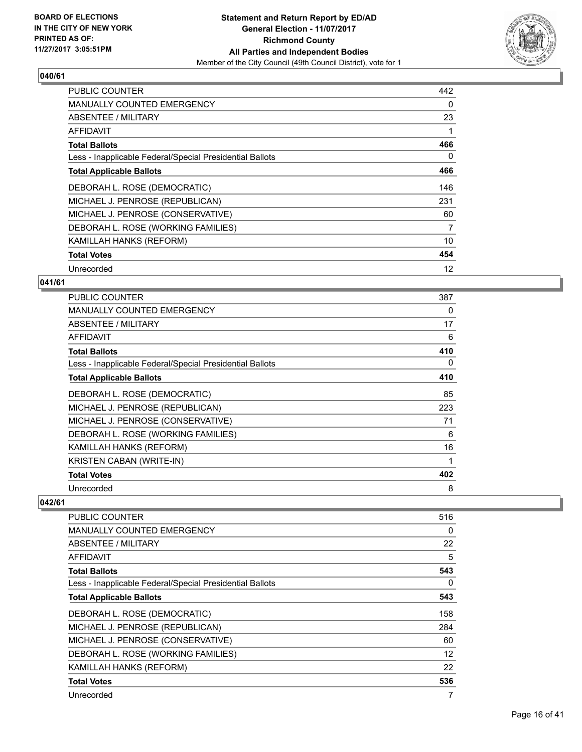**BOARD OF ELECTIONS IN THE CITY OF NEW YORK PRINTED AS OF: 11/27/2017 3:05:51PM**

**Statement and Return Report by ED/AD General Election - 11/07/2017 Richmond County All Parties and Independent Bodies**

Member of the City Council (49th Council District), vote for 1

## 040/61

| | |
|---|---|
| PUBLIC COUNTER | 442 |
| MANUALLY COUNTED EMERGENCY | 0 |
| ABSENTEE / MILITARY | 23 |
| AFFIDAVIT | 1 |
| **Total Ballots** | **466** |
| Less - Inapplicable Federal/Special Presidential Ballots | 0 |
| **Total Applicable Ballots** | **466** |
| DEBORAH L. ROSE (DEMOCRATIC) | 146 |
| MICHAEL J. PENROSE (REPUBLICAN) | 231 |
| MICHAEL J. PENROSE (CONSERVATIVE) | 60 |
| DEBORAH L. ROSE (WORKING FAMILIES) | 7 |
| KAMILLAH HANKS (REFORM) | 10 |
| **Total Votes** | **454** |
| Unrecorded | 12 |

## 041/61

| | |
|---|---|
| PUBLIC COUNTER | 387 |
| MANUALLY COUNTED EMERGENCY | 0 |
| ABSENTEE / MILITARY | 17 |
| AFFIDAVIT | 6 |
| **Total Ballots** | **410** |
| Less - Inapplicable Federal/Special Presidential Ballots | 0 |
| **Total Applicable Ballots** | **410** |
| DEBORAH L. ROSE (DEMOCRATIC) | 85 |
| MICHAEL J. PENROSE (REPUBLICAN) | 223 |
| MICHAEL J. PENROSE (CONSERVATIVE) | 71 |
| DEBORAH L. ROSE (WORKING FAMILIES) | 6 |
| KAMILLAH HANKS (REFORM) | 16 |
| KRISTEN CABAN (WRITE-IN) | 1 |
| **Total Votes** | **402** |
| Unrecorded | 8 |

## 042/61

| | |
|---|---|
| PUBLIC COUNTER | 516 |
| MANUALLY COUNTED EMERGENCY | 0 |
| ABSENTEE / MILITARY | 22 |
| AFFIDAVIT | 5 |
| **Total Ballots** | **543** |
| Less - Inapplicable Federal/Special Presidential Ballots | 0 |
| **Total Applicable Ballots** | **543** |
| DEBORAH L. ROSE (DEMOCRATIC) | 158 |
| MICHAEL J. PENROSE (REPUBLICAN) | 284 |
| MICHAEL J. PENROSE (CONSERVATIVE) | 60 |
| DEBORAH L. ROSE (WORKING FAMILIES) | 12 |
| KAMILLAH HANKS (REFORM) | 22 |
| **Total Votes** | **536** |
| Unrecorded | 7 |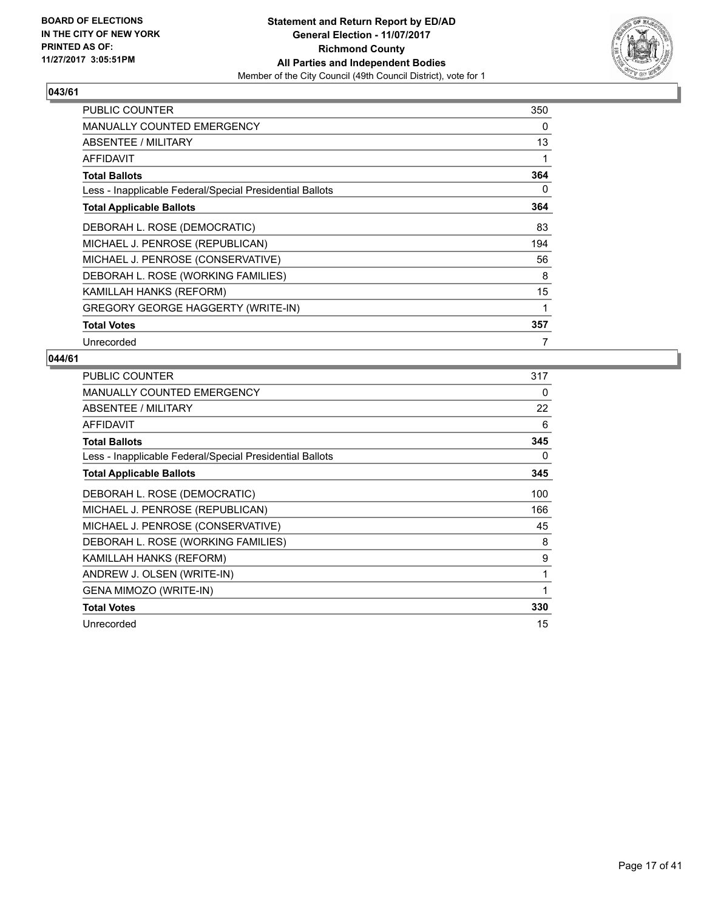**BOARD OF ELECTIONS IN THE CITY OF NEW YORK PRINTED AS OF: 11/27/2017 3:05:51PM**

**Statement and Return Report by ED/AD General Election - 11/07/2017 Richmond County All Parties and Independent Bodies**

Member of the City Council (49th Council District), vote for 1

## 043/61

| | |
|---|---|
| PUBLIC COUNTER | 350 |
| MANUALLY COUNTED EMERGENCY | 0 |
| ABSENTEE / MILITARY | 13 |
| AFFIDAVIT | 1 |
| **Total Ballots** | **364** |
| Less - Inapplicable Federal/Special Presidential Ballots | 0 |
| **Total Applicable Ballots** | **364** |
| DEBORAH L. ROSE (DEMOCRATIC) | 83 |
| MICHAEL J. PENROSE (REPUBLICAN) | 194 |
| MICHAEL J. PENROSE (CONSERVATIVE) | 56 |
| DEBORAH L. ROSE (WORKING FAMILIES) | 8 |
| KAMILLAH HANKS (REFORM) | 15 |
| GREGORY GEORGE HAGGERTY (WRITE-IN) | 1 |
| **Total Votes** | **357** |
| Unrecorded | 7 |

## 044/61

| | |
|---|---|
| PUBLIC COUNTER | 317 |
| MANUALLY COUNTED EMERGENCY | 0 |
| ABSENTEE / MILITARY | 22 |
| AFFIDAVIT | 6 |
| **Total Ballots** | **345** |
| Less - Inapplicable Federal/Special Presidential Ballots | 0 |
| **Total Applicable Ballots** | **345** |
| DEBORAH L. ROSE (DEMOCRATIC) | 100 |
| MICHAEL J. PENROSE (REPUBLICAN) | 166 |
| MICHAEL J. PENROSE (CONSERVATIVE) | 45 |
| DEBORAH L. ROSE (WORKING FAMILIES) | 8 |
| KAMILLAH HANKS (REFORM) | 9 |
| ANDREW J. OLSEN (WRITE-IN) | 1 |
| GENA MIMOZO (WRITE-IN) | 1 |
| **Total Votes** | **330** |
| Unrecorded | 15 |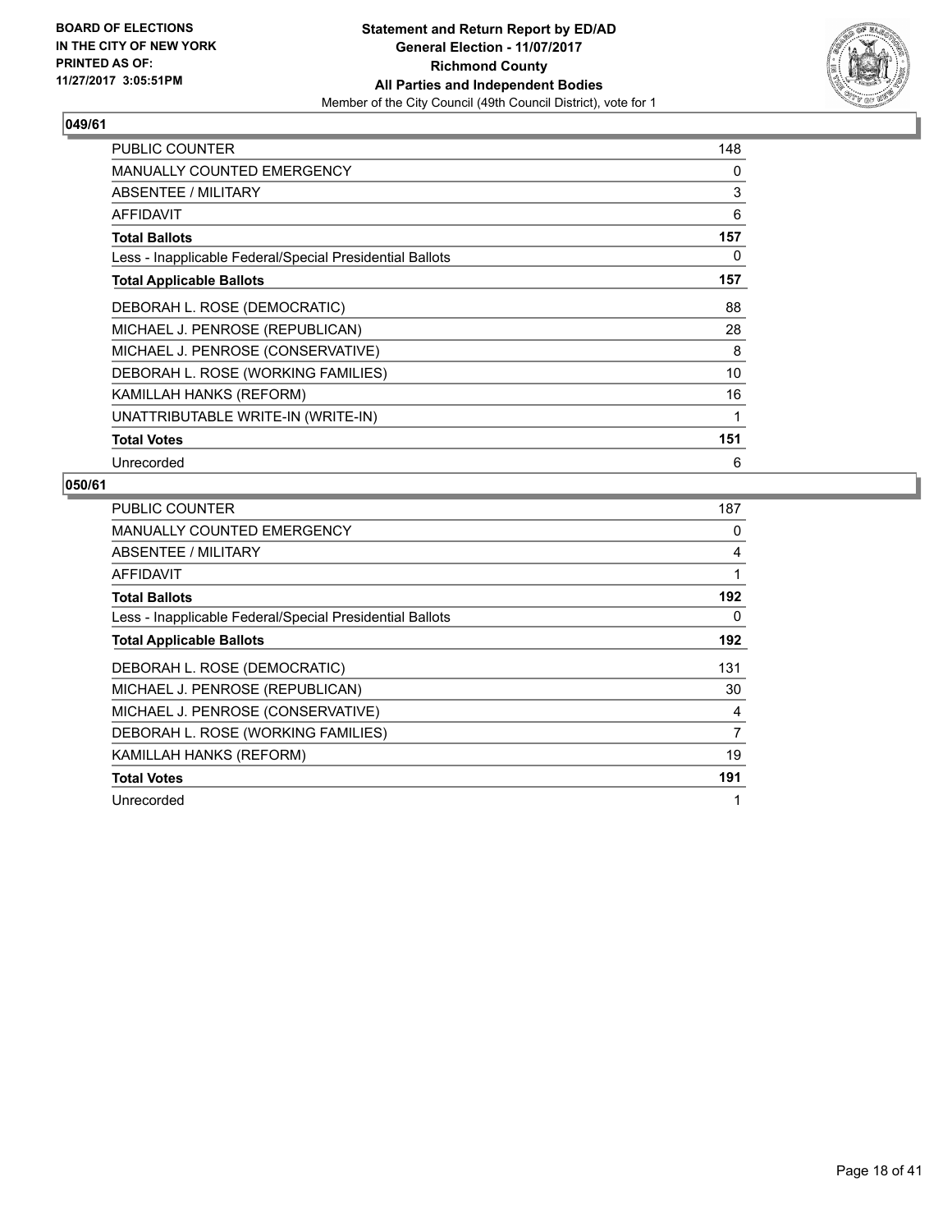**BOARD OF ELECTIONS IN THE CITY OF NEW YORK PRINTED AS OF: 11/27/2017 3:05:51PM**

**Statement and Return Report by ED/AD General Election - 11/07/2017 Richmond County All Parties and Independent Bodies**
Member of the City Council (49th Council District), vote for 1

### 049/61

| | |
|---|---|
| PUBLIC COUNTER | 148 |
| MANUALLY COUNTED EMERGENCY | 0 |
| ABSENTEE / MILITARY | 3 |
| AFFIDAVIT | 6 |
| **Total Ballots** | **157** |
| Less - Inapplicable Federal/Special Presidential Ballots | 0 |
| **Total Applicable Ballots** | **157** |
| DEBORAH L. ROSE (DEMOCRATIC) | 88 |
| MICHAEL J. PENROSE (REPUBLICAN) | 28 |
| MICHAEL J. PENROSE (CONSERVATIVE) | 8 |
| DEBORAH L. ROSE (WORKING FAMILIES) | 10 |
| KAMILLAH HANKS (REFORM) | 16 |
| UNATTRIBUTABLE WRITE-IN (WRITE-IN) | 1 |
| **Total Votes** | **151** |
| Unrecorded | 6 |

### 050/61

| | |
|---|---|
| PUBLIC COUNTER | 187 |
| MANUALLY COUNTED EMERGENCY | 0 |
| ABSENTEE / MILITARY | 4 |
| AFFIDAVIT | 1 |
| **Total Ballots** | **192** |
| Less - Inapplicable Federal/Special Presidential Ballots | 0 |
| **Total Applicable Ballots** | **192** |
| DEBORAH L. ROSE (DEMOCRATIC) | 131 |
| MICHAEL J. PENROSE (REPUBLICAN) | 30 |
| MICHAEL J. PENROSE (CONSERVATIVE) | 4 |
| DEBORAH L. ROSE (WORKING FAMILIES) | 7 |
| KAMILLAH HANKS (REFORM) | 19 |
| **Total Votes** | **191** |
| Unrecorded | 1 |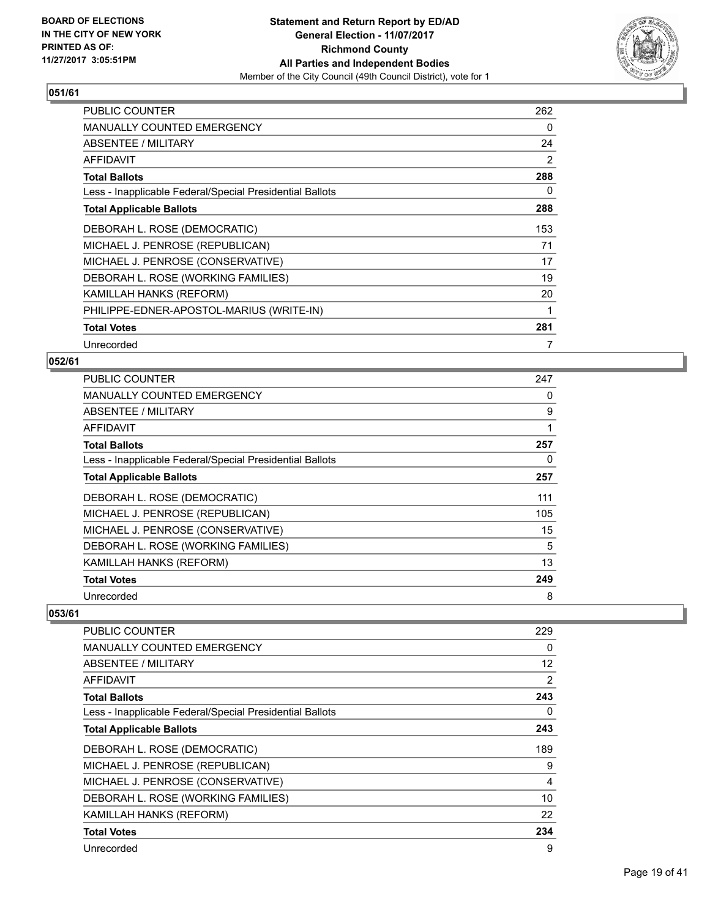BOARD OF ELECTIONS
IN THE CITY OF NEW YORK
PRINTED AS OF:
11/27/2017 3:05:51PM

**Statement and Return Report by ED/AD**
**General Election - 11/07/2017**
**Richmond County**
**All Parties and Independent Bodies**
Member of the City Council (49th Council District), vote for 1

### 051/61

| | |
|---|---|
| PUBLIC COUNTER | 262 |
| MANUALLY COUNTED EMERGENCY | 0 |
| ABSENTEE / MILITARY | 24 |
| AFFIDAVIT | 2 |
| **Total Ballots** | **288** |
| Less - Inapplicable Federal/Special Presidential Ballots | 0 |
| **Total Applicable Ballots** | **288** |
| DEBORAH L. ROSE (DEMOCRATIC) | 153 |
| MICHAEL J. PENROSE (REPUBLICAN) | 71 |
| MICHAEL J. PENROSE (CONSERVATIVE) | 17 |
| DEBORAH L. ROSE (WORKING FAMILIES) | 19 |
| KAMILLAH HANKS (REFORM) | 20 |
| PHILIPPE-EDNER-APOSTOL-MARIUS (WRITE-IN) | 1 |
| **Total Votes** | **281** |
| Unrecorded | 7 |

### 052/61

| | |
|---|---|
| PUBLIC COUNTER | 247 |
| MANUALLY COUNTED EMERGENCY | 0 |
| ABSENTEE / MILITARY | 9 |
| AFFIDAVIT | 1 |
| **Total Ballots** | **257** |
| Less - Inapplicable Federal/Special Presidential Ballots | 0 |
| **Total Applicable Ballots** | **257** |
| DEBORAH L. ROSE (DEMOCRATIC) | 111 |
| MICHAEL J. PENROSE (REPUBLICAN) | 105 |
| MICHAEL J. PENROSE (CONSERVATIVE) | 15 |
| DEBORAH L. ROSE (WORKING FAMILIES) | 5 |
| KAMILLAH HANKS (REFORM) | 13 |
| **Total Votes** | **249** |
| Unrecorded | 8 |

### 053/61

| | |
|---|---|
| PUBLIC COUNTER | 229 |
| MANUALLY COUNTED EMERGENCY | 0 |
| ABSENTEE / MILITARY | 12 |
| AFFIDAVIT | 2 |
| **Total Ballots** | **243** |
| Less - Inapplicable Federal/Special Presidential Ballots | 0 |
| **Total Applicable Ballots** | **243** |
| DEBORAH L. ROSE (DEMOCRATIC) | 189 |
| MICHAEL J. PENROSE (REPUBLICAN) | 9 |
| MICHAEL J. PENROSE (CONSERVATIVE) | 4 |
| DEBORAH L. ROSE (WORKING FAMILIES) | 10 |
| KAMILLAH HANKS (REFORM) | 22 |
| **Total Votes** | **234** |
| Unrecorded | 9 |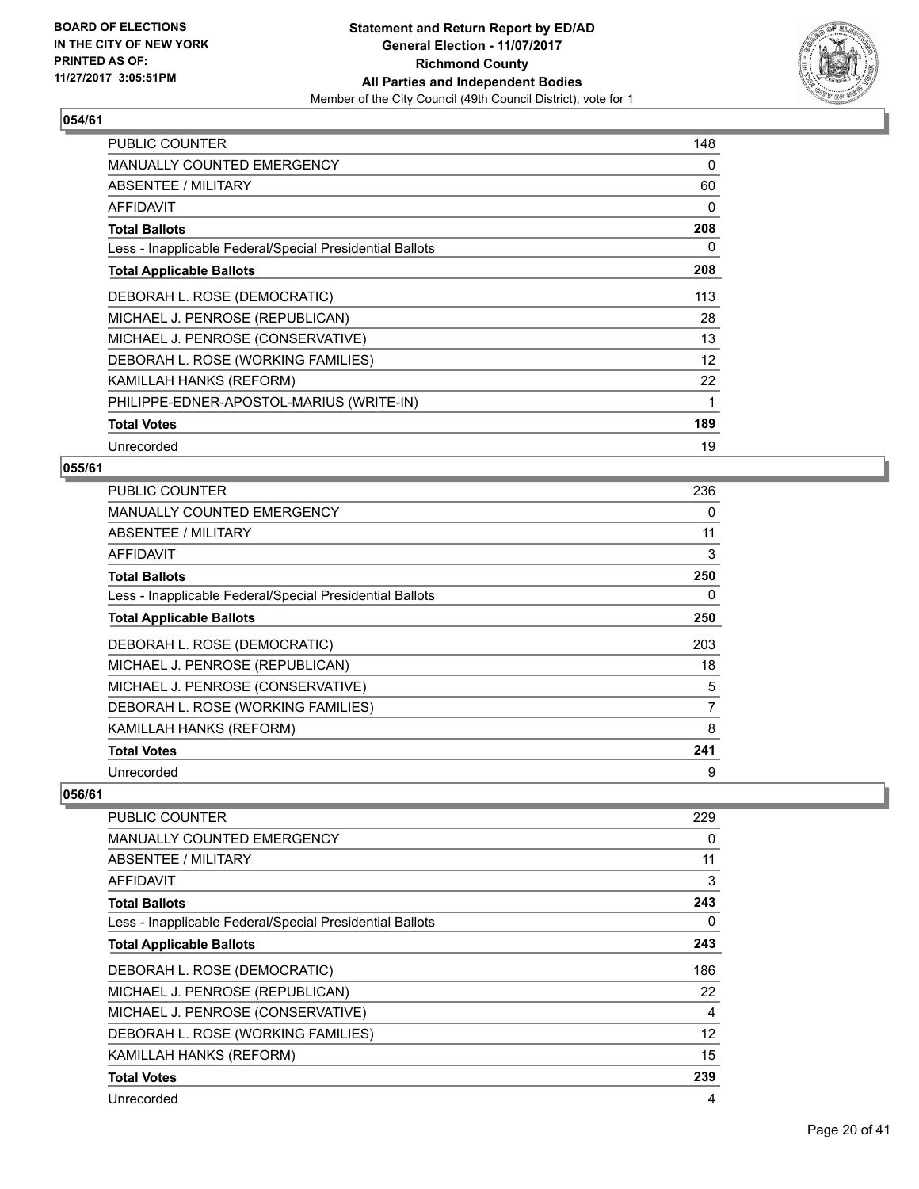BOARD OF ELECTIONS
IN THE CITY OF NEW YORK
PRINTED AS OF:
11/27/2017 3:05:51PM

**Statement and Return Report by ED/AD**
**General Election - 11/07/2017**
**Richmond County**
**All Parties and Independent Bodies**
Member of the City Council (49th Council District), vote for 1

## 054/61

| | |
|---|---|
| PUBLIC COUNTER | 148 |
| MANUALLY COUNTED EMERGENCY | 0 |
| ABSENTEE / MILITARY | 60 |
| AFFIDAVIT | 0 |
| **Total Ballots** | **208** |
| Less - Inapplicable Federal/Special Presidential Ballots | 0 |
| **Total Applicable Ballots** | **208** |
| DEBORAH L. ROSE (DEMOCRATIC) | 113 |
| MICHAEL J. PENROSE (REPUBLICAN) | 28 |
| MICHAEL J. PENROSE (CONSERVATIVE) | 13 |
| DEBORAH L. ROSE (WORKING FAMILIES) | 12 |
| KAMILLAH HANKS (REFORM) | 22 |
| PHILIPPE-EDNER-APOSTOL-MARIUS (WRITE-IN) | 1 |
| **Total Votes** | **189** |
| Unrecorded | 19 |

## 055/61

| | |
|---|---|
| PUBLIC COUNTER | 236 |
| MANUALLY COUNTED EMERGENCY | 0 |
| ABSENTEE / MILITARY | 11 |
| AFFIDAVIT | 3 |
| **Total Ballots** | **250** |
| Less - Inapplicable Federal/Special Presidential Ballots | 0 |
| **Total Applicable Ballots** | **250** |
| DEBORAH L. ROSE (DEMOCRATIC) | 203 |
| MICHAEL J. PENROSE (REPUBLICAN) | 18 |
| MICHAEL J. PENROSE (CONSERVATIVE) | 5 |
| DEBORAH L. ROSE (WORKING FAMILIES) | 7 |
| KAMILLAH HANKS (REFORM) | 8 |
| **Total Votes** | **241** |
| Unrecorded | 9 |

## 056/61

| | |
|---|---|
| PUBLIC COUNTER | 229 |
| MANUALLY COUNTED EMERGENCY | 0 |
| ABSENTEE / MILITARY | 11 |
| AFFIDAVIT | 3 |
| **Total Ballots** | **243** |
| Less - Inapplicable Federal/Special Presidential Ballots | 0 |
| **Total Applicable Ballots** | **243** |
| DEBORAH L. ROSE (DEMOCRATIC) | 186 |
| MICHAEL J. PENROSE (REPUBLICAN) | 22 |
| MICHAEL J. PENROSE (CONSERVATIVE) | 4 |
| DEBORAH L. ROSE (WORKING FAMILIES) | 12 |
| KAMILLAH HANKS (REFORM) | 15 |
| **Total Votes** | **239** |
| Unrecorded | 4 |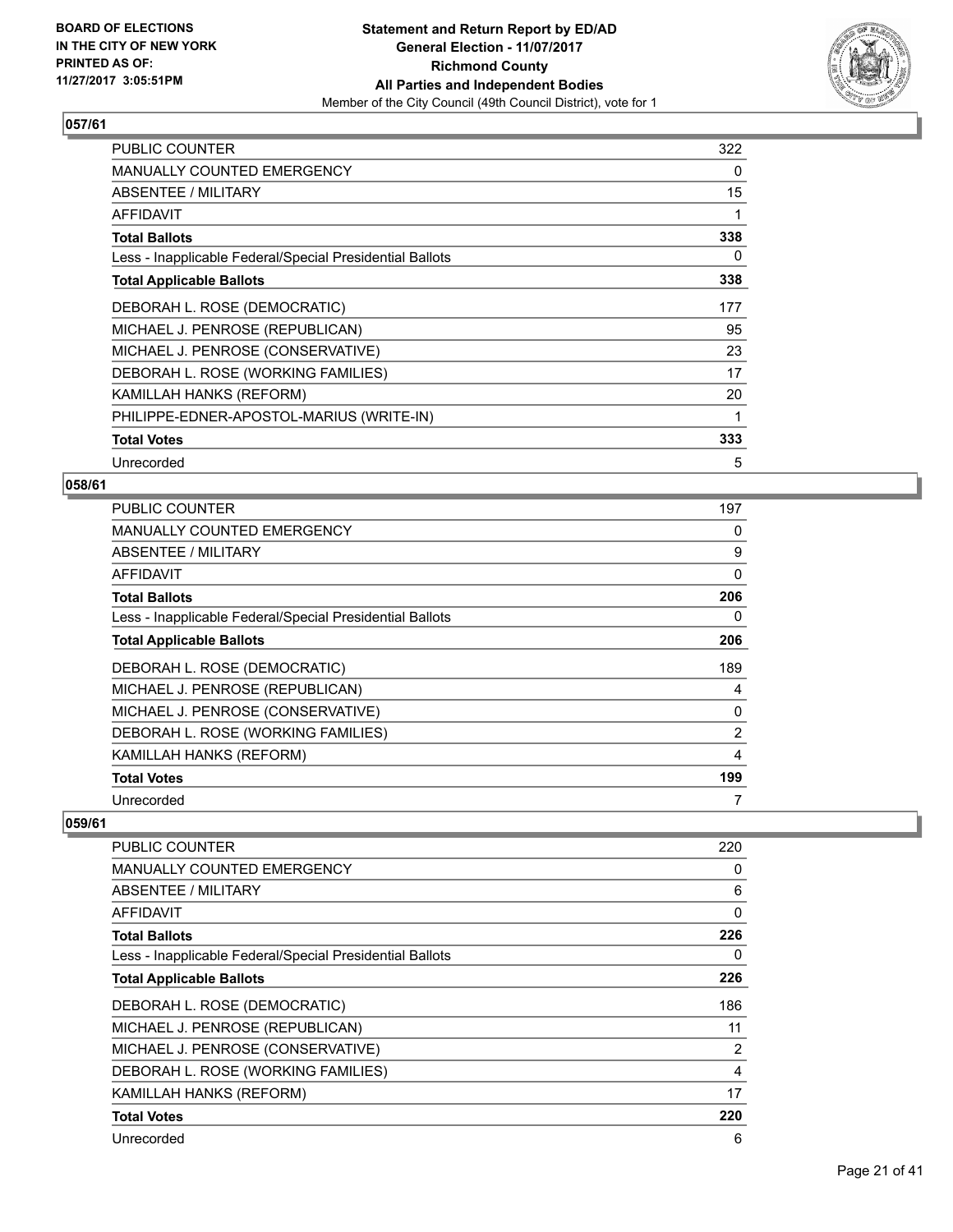**Statement and Return Report by ED/AD**
**General Election - 11/07/2017**
**Richmond County**
**All Parties and Independent Bodies**
Member of the City Council (49th Council District), vote for 1

BOARD OF ELECTIONS IN THE CITY OF NEW YORK
PRINTED AS OF: 11/27/2017 3:05:51PM

## 057/61

| | |
|---|---|
| PUBLIC COUNTER | 322 |
| MANUALLY COUNTED EMERGENCY | 0 |
| ABSENTEE / MILITARY | 15 |
| AFFIDAVIT | 1 |
| **Total Ballots** | **338** |
| Less - Inapplicable Federal/Special Presidential Ballots | 0 |
| **Total Applicable Ballots** | **338** |
| DEBORAH L. ROSE (DEMOCRATIC) | 177 |
| MICHAEL J. PENROSE (REPUBLICAN) | 95 |
| MICHAEL J. PENROSE (CONSERVATIVE) | 23 |
| DEBORAH L. ROSE (WORKING FAMILIES) | 17 |
| KAMILLAH HANKS (REFORM) | 20 |
| PHILIPPE-EDNER-APOSTOL-MARIUS (WRITE-IN) | 1 |
| **Total Votes** | **333** |
| Unrecorded | 5 |

## 058/61

| | |
|---|---|
| PUBLIC COUNTER | 197 |
| MANUALLY COUNTED EMERGENCY | 0 |
| ABSENTEE / MILITARY | 9 |
| AFFIDAVIT | 0 |
| **Total Ballots** | **206** |
| Less - Inapplicable Federal/Special Presidential Ballots | 0 |
| **Total Applicable Ballots** | **206** |
| DEBORAH L. ROSE (DEMOCRATIC) | 189 |
| MICHAEL J. PENROSE (REPUBLICAN) | 4 |
| MICHAEL J. PENROSE (CONSERVATIVE) | 0 |
| DEBORAH L. ROSE (WORKING FAMILIES) | 2 |
| KAMILLAH HANKS (REFORM) | 4 |
| **Total Votes** | **199** |
| Unrecorded | 7 |

## 059/61

| | |
|---|---|
| PUBLIC COUNTER | 220 |
| MANUALLY COUNTED EMERGENCY | 0 |
| ABSENTEE / MILITARY | 6 |
| AFFIDAVIT | 0 |
| **Total Ballots** | **226** |
| Less - Inapplicable Federal/Special Presidential Ballots | 0 |
| **Total Applicable Ballots** | **226** |
| DEBORAH L. ROSE (DEMOCRATIC) | 186 |
| MICHAEL J. PENROSE (REPUBLICAN) | 11 |
| MICHAEL J. PENROSE (CONSERVATIVE) | 2 |
| DEBORAH L. ROSE (WORKING FAMILIES) | 4 |
| KAMILLAH HANKS (REFORM) | 17 |
| **Total Votes** | **220** |
| Unrecorded | 6 |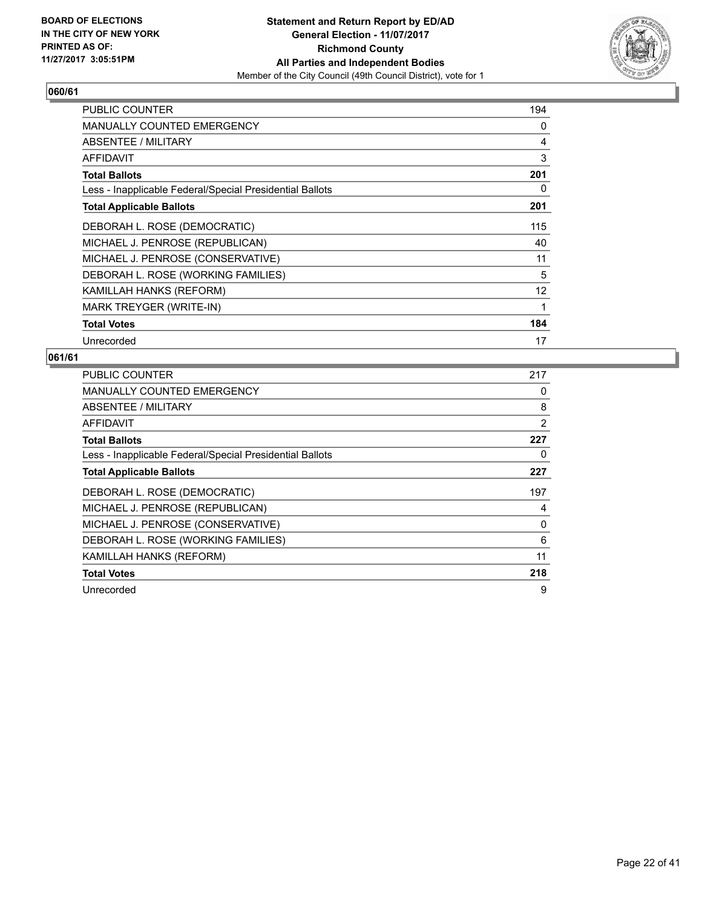**BOARD OF ELECTIONS IN THE CITY OF NEW YORK PRINTED AS OF: 11/27/2017 3:05:51PM**

**Statement and Return Report by ED/AD**
**General Election - 11/07/2017**
**Richmond County**
**All Parties and Independent Bodies**
Member of the City Council (49th Council District), vote for 1

## 060/61

| | |
|---|---|
| PUBLIC COUNTER | 194 |
| MANUALLY COUNTED EMERGENCY | 0 |
| ABSENTEE / MILITARY | 4 |
| AFFIDAVIT | 3 |
| **Total Ballots** | **201** |
| Less - Inapplicable Federal/Special Presidential Ballots | 0 |
| **Total Applicable Ballots** | **201** |
| DEBORAH L. ROSE (DEMOCRATIC) | 115 |
| MICHAEL J. PENROSE (REPUBLICAN) | 40 |
| MICHAEL J. PENROSE (CONSERVATIVE) | 11 |
| DEBORAH L. ROSE (WORKING FAMILIES) | 5 |
| KAMILLAH HANKS (REFORM) | 12 |
| MARK TREYGER (WRITE-IN) | 1 |
| **Total Votes** | **184** |
| Unrecorded | 17 |

## 061/61

| | |
|---|---|
| PUBLIC COUNTER | 217 |
| MANUALLY COUNTED EMERGENCY | 0 |
| ABSENTEE / MILITARY | 8 |
| AFFIDAVIT | 2 |
| **Total Ballots** | **227** |
| Less - Inapplicable Federal/Special Presidential Ballots | 0 |
| **Total Applicable Ballots** | **227** |
| DEBORAH L. ROSE (DEMOCRATIC) | 197 |
| MICHAEL J. PENROSE (REPUBLICAN) | 4 |
| MICHAEL J. PENROSE (CONSERVATIVE) | 0 |
| DEBORAH L. ROSE (WORKING FAMILIES) | 6 |
| KAMILLAH HANKS (REFORM) | 11 |
| **Total Votes** | **218** |
| Unrecorded | 9 |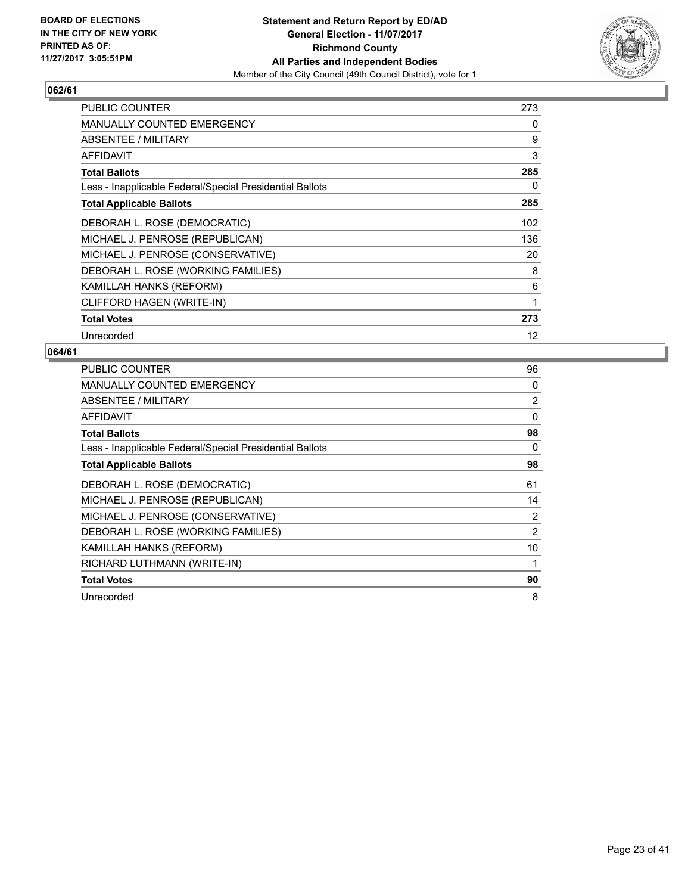BOARD OF ELECTIONS
IN THE CITY OF NEW YORK
PRINTED AS OF:
11/27/2017 3:05:51PM

**Statement and Return Report by ED/AD**
**General Election - 11/07/2017**
**Richmond County**
**All Parties and Independent Bodies**
Member of the City Council (49th Council District), vote for 1

### 062/61

| | |
|---|---|
| PUBLIC COUNTER | 273 |
| MANUALLY COUNTED EMERGENCY | 0 |
| ABSENTEE / MILITARY | 9 |
| AFFIDAVIT | 3 |
| **Total Ballots** | **285** |
| Less - Inapplicable Federal/Special Presidential Ballots | 0 |
| **Total Applicable Ballots** | **285** |
| DEBORAH L. ROSE (DEMOCRATIC) | 102 |
| MICHAEL J. PENROSE (REPUBLICAN) | 136 |
| MICHAEL J. PENROSE (CONSERVATIVE) | 20 |
| DEBORAH L. ROSE (WORKING FAMILIES) | 8 |
| KAMILLAH HANKS (REFORM) | 6 |
| CLIFFORD HAGEN (WRITE-IN) | 1 |
| **Total Votes** | **273** |
| Unrecorded | 12 |

### 064/61

| | |
|---|---|
| PUBLIC COUNTER | 96 |
| MANUALLY COUNTED EMERGENCY | 0 |
| ABSENTEE / MILITARY | 2 |
| AFFIDAVIT | 0 |
| **Total Ballots** | **98** |
| Less - Inapplicable Federal/Special Presidential Ballots | 0 |
| **Total Applicable Ballots** | **98** |
| DEBORAH L. ROSE (DEMOCRATIC) | 61 |
| MICHAEL J. PENROSE (REPUBLICAN) | 14 |
| MICHAEL J. PENROSE (CONSERVATIVE) | 2 |
| DEBORAH L. ROSE (WORKING FAMILIES) | 2 |
| KAMILLAH HANKS (REFORM) | 10 |
| RICHARD LUTHMANN (WRITE-IN) | 1 |
| **Total Votes** | **90** |
| Unrecorded | 8 |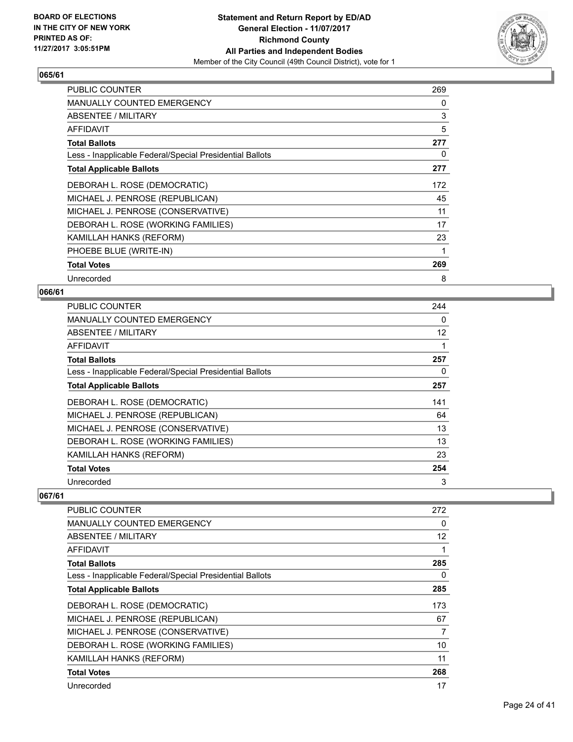BOARD OF ELECTIONS
IN THE CITY OF NEW YORK
PRINTED AS OF:
11/27/2017 3:05:51PM

**Statement and Return Report by ED/AD**
**General Election - 11/07/2017**
**Richmond County**
**All Parties and Independent Bodies**
Member of the City Council (49th Council District), vote for 1

## 065/61

| | |
|---|---|
| PUBLIC COUNTER | 269 |
| MANUALLY COUNTED EMERGENCY | 0 |
| ABSENTEE / MILITARY | 3 |
| AFFIDAVIT | 5 |
| **Total Ballots** | **277** |
| Less - Inapplicable Federal/Special Presidential Ballots | 0 |
| **Total Applicable Ballots** | **277** |
| DEBORAH L. ROSE (DEMOCRATIC) | 172 |
| MICHAEL J. PENROSE (REPUBLICAN) | 45 |
| MICHAEL J. PENROSE (CONSERVATIVE) | 11 |
| DEBORAH L. ROSE (WORKING FAMILIES) | 17 |
| KAMILLAH HANKS (REFORM) | 23 |
| PHOEBE BLUE (WRITE-IN) | 1 |
| **Total Votes** | **269** |
| Unrecorded | 8 |

## 066/61

| | |
|---|---|
| PUBLIC COUNTER | 244 |
| MANUALLY COUNTED EMERGENCY | 0 |
| ABSENTEE / MILITARY | 12 |
| AFFIDAVIT | 1 |
| **Total Ballots** | **257** |
| Less - Inapplicable Federal/Special Presidential Ballots | 0 |
| **Total Applicable Ballots** | **257** |
| DEBORAH L. ROSE (DEMOCRATIC) | 141 |
| MICHAEL J. PENROSE (REPUBLICAN) | 64 |
| MICHAEL J. PENROSE (CONSERVATIVE) | 13 |
| DEBORAH L. ROSE (WORKING FAMILIES) | 13 |
| KAMILLAH HANKS (REFORM) | 23 |
| **Total Votes** | **254** |
| Unrecorded | 3 |

## 067/61

| | |
|---|---|
| PUBLIC COUNTER | 272 |
| MANUALLY COUNTED EMERGENCY | 0 |
| ABSENTEE / MILITARY | 12 |
| AFFIDAVIT | 1 |
| **Total Ballots** | **285** |
| Less - Inapplicable Federal/Special Presidential Ballots | 0 |
| **Total Applicable Ballots** | **285** |
| DEBORAH L. ROSE (DEMOCRATIC) | 173 |
| MICHAEL J. PENROSE (REPUBLICAN) | 67 |
| MICHAEL J. PENROSE (CONSERVATIVE) | 7 |
| DEBORAH L. ROSE (WORKING FAMILIES) | 10 |
| KAMILLAH HANKS (REFORM) | 11 |
| **Total Votes** | **268** |
| Unrecorded | 17 |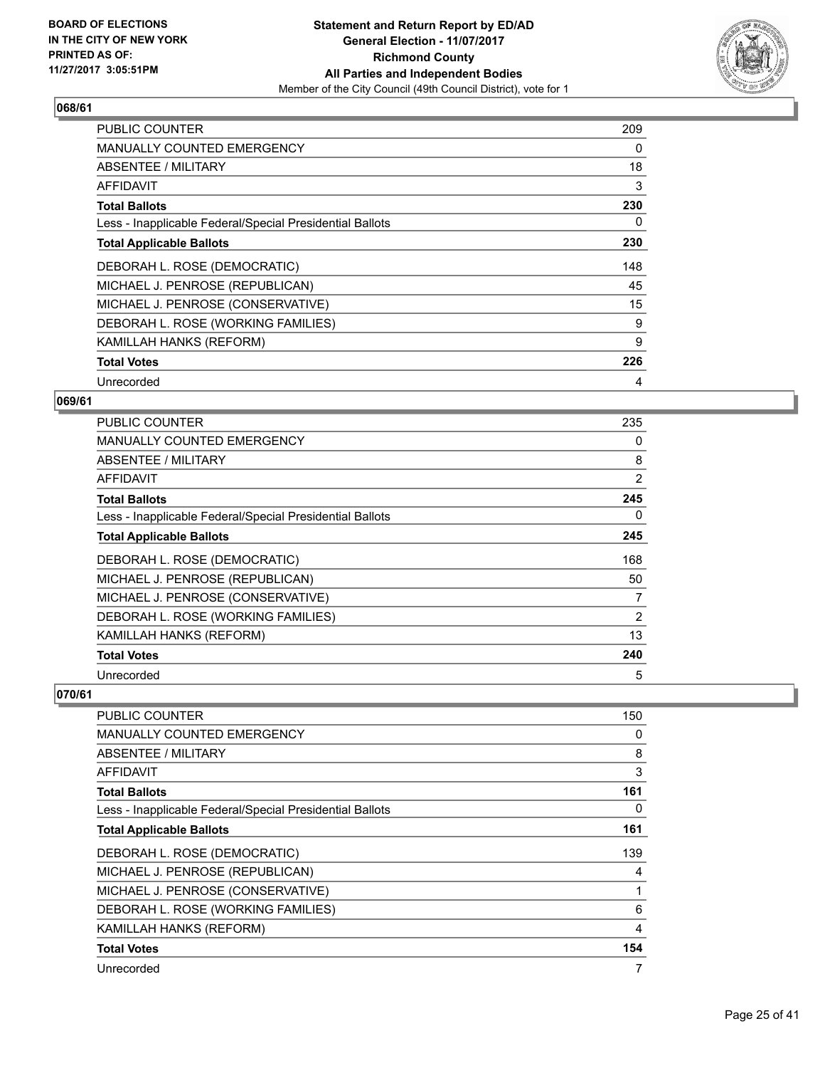**BOARD OF ELECTIONS IN THE CITY OF NEW YORK PRINTED AS OF: 11/27/2017 3:05:51PM**

**Statement and Return Report by ED/AD General Election - 11/07/2017 Richmond County All Parties and Independent Bodies**
Member of the City Council (49th Council District), vote for 1

### 068/61

| | |
|---|---|
| PUBLIC COUNTER | 209 |
| MANUALLY COUNTED EMERGENCY | 0 |
| ABSENTEE / MILITARY | 18 |
| AFFIDAVIT | 3 |
| **Total Ballots** | **230** |
| Less - Inapplicable Federal/Special Presidential Ballots | 0 |
| **Total Applicable Ballots** | **230** |
| DEBORAH L. ROSE (DEMOCRATIC) | 148 |
| MICHAEL J. PENROSE (REPUBLICAN) | 45 |
| MICHAEL J. PENROSE (CONSERVATIVE) | 15 |
| DEBORAH L. ROSE (WORKING FAMILIES) | 9 |
| KAMILLAH HANKS (REFORM) | 9 |
| **Total Votes** | **226** |
| Unrecorded | 4 |

### 069/61

| | |
|---|---|
| PUBLIC COUNTER | 235 |
| MANUALLY COUNTED EMERGENCY | 0 |
| ABSENTEE / MILITARY | 8 |
| AFFIDAVIT | 2 |
| **Total Ballots** | **245** |
| Less - Inapplicable Federal/Special Presidential Ballots | 0 |
| **Total Applicable Ballots** | **245** |
| DEBORAH L. ROSE (DEMOCRATIC) | 168 |
| MICHAEL J. PENROSE (REPUBLICAN) | 50 |
| MICHAEL J. PENROSE (CONSERVATIVE) | 7 |
| DEBORAH L. ROSE (WORKING FAMILIES) | 2 |
| KAMILLAH HANKS (REFORM) | 13 |
| **Total Votes** | **240** |
| Unrecorded | 5 |

### 070/61

| | |
|---|---|
| PUBLIC COUNTER | 150 |
| MANUALLY COUNTED EMERGENCY | 0 |
| ABSENTEE / MILITARY | 8 |
| AFFIDAVIT | 3 |
| **Total Ballots** | **161** |
| Less - Inapplicable Federal/Special Presidential Ballots | 0 |
| **Total Applicable Ballots** | **161** |
| DEBORAH L. ROSE (DEMOCRATIC) | 139 |
| MICHAEL J. PENROSE (REPUBLICAN) | 4 |
| MICHAEL J. PENROSE (CONSERVATIVE) | 1 |
| DEBORAH L. ROSE (WORKING FAMILIES) | 6 |
| KAMILLAH HANKS (REFORM) | 4 |
| **Total Votes** | **154** |
| Unrecorded | 7 |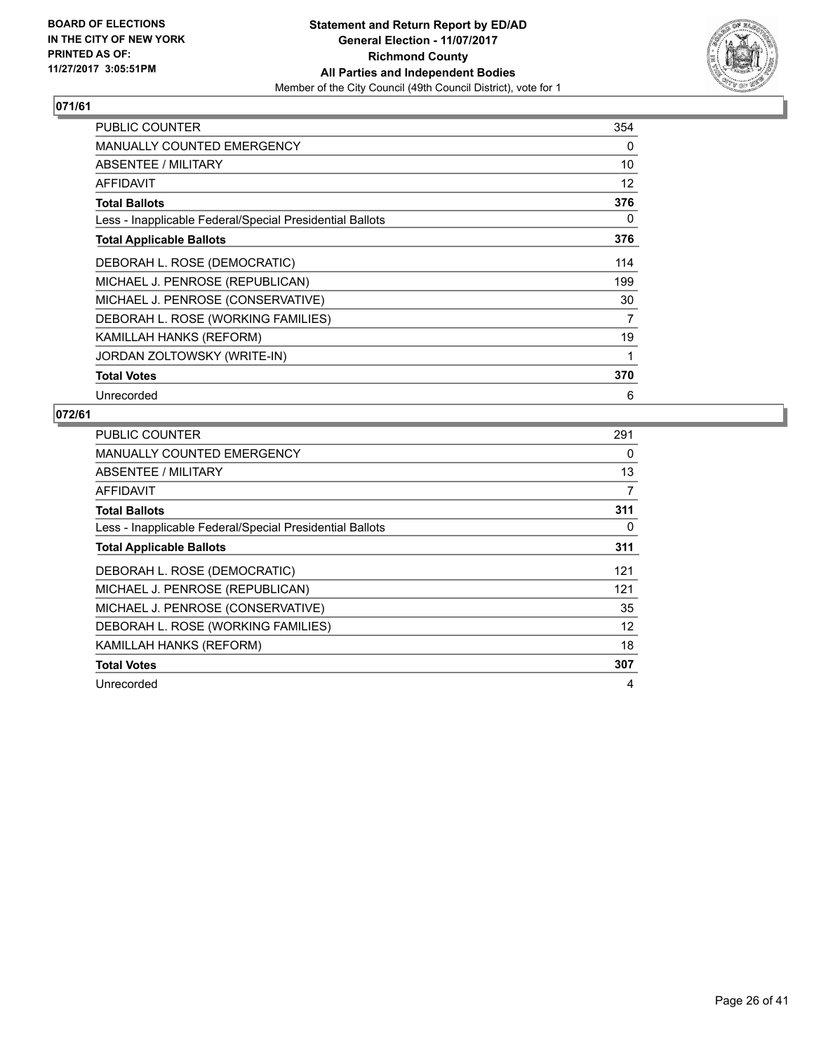**BOARD OF ELECTIONS IN THE CITY OF NEW YORK PRINTED AS OF: 11/27/2017 3:05:51PM**

**Statement and Return Report by ED/AD General Election - 11/07/2017 Richmond County All Parties and Independent Bodies**

Member of the City Council (49th Council District), vote for 1

## 071/61

| | |
|---|---|
| PUBLIC COUNTER | 354 |
| MANUALLY COUNTED EMERGENCY | 0 |
| ABSENTEE / MILITARY | 10 |
| AFFIDAVIT | 12 |
| **Total Ballots** | **376** |
| Less - Inapplicable Federal/Special Presidential Ballots | 0 |
| **Total Applicable Ballots** | **376** |
| DEBORAH L. ROSE (DEMOCRATIC) | 114 |
| MICHAEL J. PENROSE (REPUBLICAN) | 199 |
| MICHAEL J. PENROSE (CONSERVATIVE) | 30 |
| DEBORAH L. ROSE (WORKING FAMILIES) | 7 |
| KAMILLAH HANKS (REFORM) | 19 |
| JORDAN ZOLTOWSKY (WRITE-IN) | 1 |
| **Total Votes** | **370** |
| Unrecorded | 6 |

## 072/61

| | |
|---|---|
| PUBLIC COUNTER | 291 |
| MANUALLY COUNTED EMERGENCY | 0 |
| ABSENTEE / MILITARY | 13 |
| AFFIDAVIT | 7 |
| **Total Ballots** | **311** |
| Less - Inapplicable Federal/Special Presidential Ballots | 0 |
| **Total Applicable Ballots** | **311** |
| DEBORAH L. ROSE (DEMOCRATIC) | 121 |
| MICHAEL J. PENROSE (REPUBLICAN) | 121 |
| MICHAEL J. PENROSE (CONSERVATIVE) | 35 |
| DEBORAH L. ROSE (WORKING FAMILIES) | 12 |
| KAMILLAH HANKS (REFORM) | 18 |
| **Total Votes** | **307** |
| Unrecorded | 4 |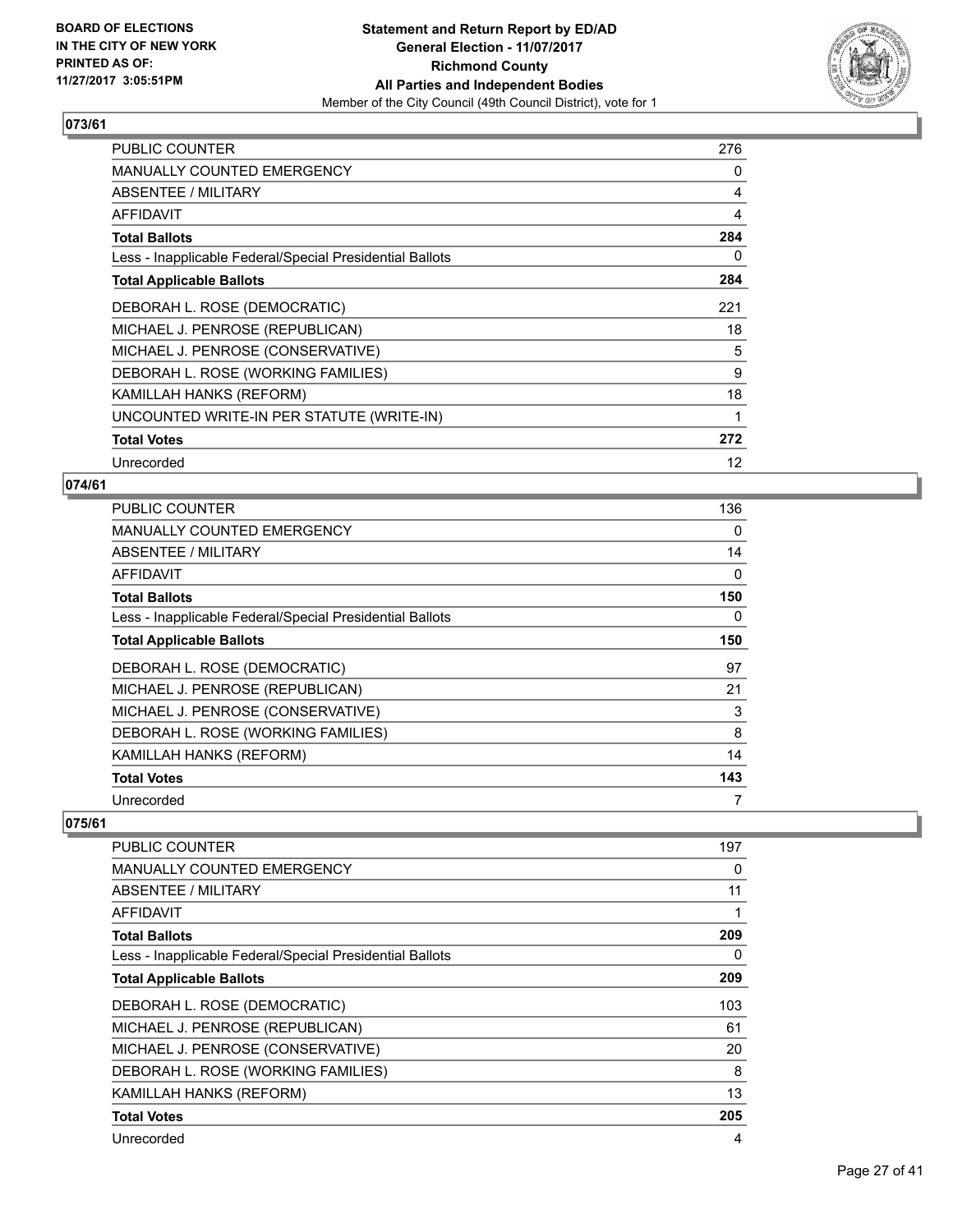**BOARD OF ELECTIONS IN THE CITY OF NEW YORK PRINTED AS OF: 11/27/2017 3:05:51PM**

**Statement and Return Report by ED/AD General Election - 11/07/2017 Richmond County All Parties and Independent Bodies**

Member of the City Council (49th Council District), vote for 1

## 073/61

| | |
|---|---|
| PUBLIC COUNTER | 276 |
| MANUALLY COUNTED EMERGENCY | 0 |
| ABSENTEE / MILITARY | 4 |
| AFFIDAVIT | 4 |
| **Total Ballots** | **284** |
| Less - Inapplicable Federal/Special Presidential Ballots | 0 |
| **Total Applicable Ballots** | **284** |
| DEBORAH L. ROSE (DEMOCRATIC) | 221 |
| MICHAEL J. PENROSE (REPUBLICAN) | 18 |
| MICHAEL J. PENROSE (CONSERVATIVE) | 5 |
| DEBORAH L. ROSE (WORKING FAMILIES) | 9 |
| KAMILLAH HANKS (REFORM) | 18 |
| UNCOUNTED WRITE-IN PER STATUTE (WRITE-IN) | 1 |
| **Total Votes** | **272** |
| Unrecorded | 12 |

## 074/61

| | |
|---|---|
| PUBLIC COUNTER | 136 |
| MANUALLY COUNTED EMERGENCY | 0 |
| ABSENTEE / MILITARY | 14 |
| AFFIDAVIT | 0 |
| **Total Ballots** | **150** |
| Less - Inapplicable Federal/Special Presidential Ballots | 0 |
| **Total Applicable Ballots** | **150** |
| DEBORAH L. ROSE (DEMOCRATIC) | 97 |
| MICHAEL J. PENROSE (REPUBLICAN) | 21 |
| MICHAEL J. PENROSE (CONSERVATIVE) | 3 |
| DEBORAH L. ROSE (WORKING FAMILIES) | 8 |
| KAMILLAH HANKS (REFORM) | 14 |
| **Total Votes** | **143** |
| Unrecorded | 7 |

## 075/61

| | |
|---|---|
| PUBLIC COUNTER | 197 |
| MANUALLY COUNTED EMERGENCY | 0 |
| ABSENTEE / MILITARY | 11 |
| AFFIDAVIT | 1 |
| **Total Ballots** | **209** |
| Less - Inapplicable Federal/Special Presidential Ballots | 0 |
| **Total Applicable Ballots** | **209** |
| DEBORAH L. ROSE (DEMOCRATIC) | 103 |
| MICHAEL J. PENROSE (REPUBLICAN) | 61 |
| MICHAEL J. PENROSE (CONSERVATIVE) | 20 |
| DEBORAH L. ROSE (WORKING FAMILIES) | 8 |
| KAMILLAH HANKS (REFORM) | 13 |
| **Total Votes** | **205** |
| Unrecorded | 4 |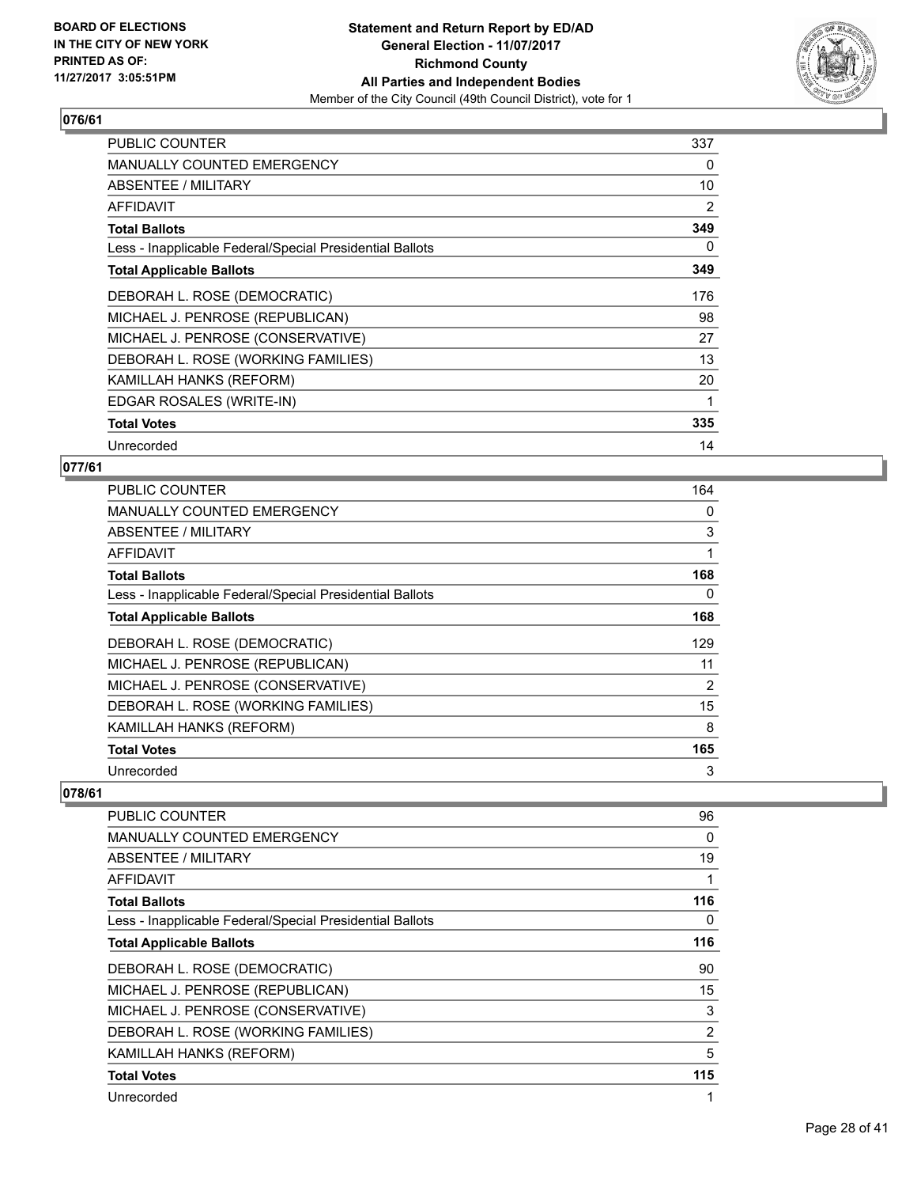**BOARD OF ELECTIONS IN THE CITY OF NEW YORK PRINTED AS OF: 11/27/2017 3:05:51PM**

**Statement and Return Report by ED/AD**
**General Election - 11/07/2017**
**Richmond County**
**All Parties and Independent Bodies**
Member of the City Council (49th Council District), vote for 1

### 076/61

| | |
|---|---|
| PUBLIC COUNTER | 337 |
| MANUALLY COUNTED EMERGENCY | 0 |
| ABSENTEE / MILITARY | 10 |
| AFFIDAVIT | 2 |
| **Total Ballots** | **349** |
| Less - Inapplicable Federal/Special Presidential Ballots | 0 |
| **Total Applicable Ballots** | **349** |
| DEBORAH L. ROSE (DEMOCRATIC) | 176 |
| MICHAEL J. PENROSE (REPUBLICAN) | 98 |
| MICHAEL J. PENROSE (CONSERVATIVE) | 27 |
| DEBORAH L. ROSE (WORKING FAMILIES) | 13 |
| KAMILLAH HANKS (REFORM) | 20 |
| EDGAR ROSALES (WRITE-IN) | 1 |
| **Total Votes** | **335** |
| Unrecorded | 14 |

### 077/61

| | |
|---|---|
| PUBLIC COUNTER | 164 |
| MANUALLY COUNTED EMERGENCY | 0 |
| ABSENTEE / MILITARY | 3 |
| AFFIDAVIT | 1 |
| **Total Ballots** | **168** |
| Less - Inapplicable Federal/Special Presidential Ballots | 0 |
| **Total Applicable Ballots** | **168** |
| DEBORAH L. ROSE (DEMOCRATIC) | 129 |
| MICHAEL J. PENROSE (REPUBLICAN) | 11 |
| MICHAEL J. PENROSE (CONSERVATIVE) | 2 |
| DEBORAH L. ROSE (WORKING FAMILIES) | 15 |
| KAMILLAH HANKS (REFORM) | 8 |
| **Total Votes** | **165** |
| Unrecorded | 3 |

### 078/61

| | |
|---|---|
| PUBLIC COUNTER | 96 |
| MANUALLY COUNTED EMERGENCY | 0 |
| ABSENTEE / MILITARY | 19 |
| AFFIDAVIT | 1 |
| **Total Ballots** | **116** |
| Less - Inapplicable Federal/Special Presidential Ballots | 0 |
| **Total Applicable Ballots** | **116** |
| DEBORAH L. ROSE (DEMOCRATIC) | 90 |
| MICHAEL J. PENROSE (REPUBLICAN) | 15 |
| MICHAEL J. PENROSE (CONSERVATIVE) | 3 |
| DEBORAH L. ROSE (WORKING FAMILIES) | 2 |
| KAMILLAH HANKS (REFORM) | 5 |
| **Total Votes** | **115** |
| Unrecorded | 1 |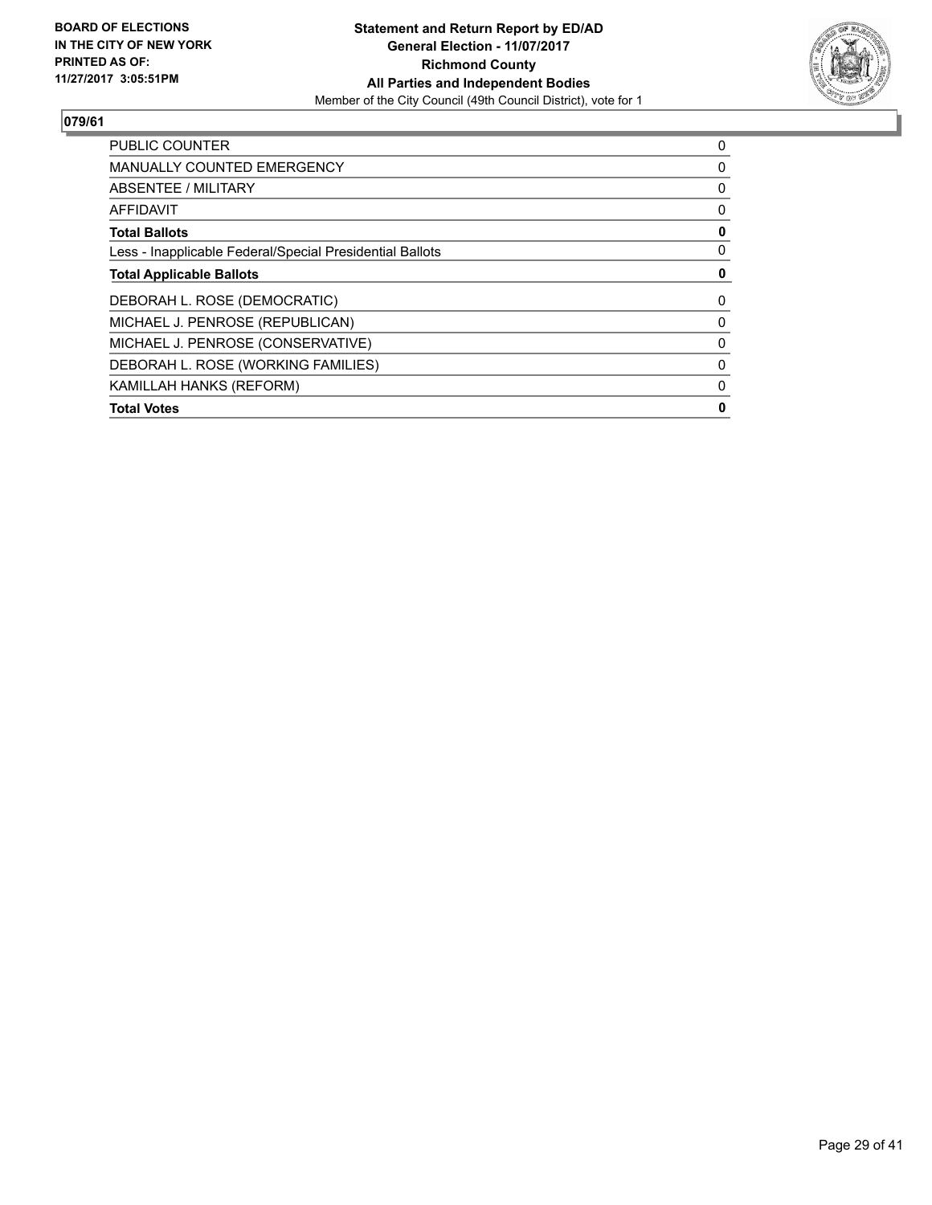**BOARD OF ELECTIONS IN THE CITY OF NEW YORK PRINTED AS OF: 11/27/2017 3:05:51PM**

**Statement and Return Report by ED/AD**
**General Election - 11/07/2017**
**Richmond County**
**All Parties and Independent Bodies**
Member of the City Council (49th Council District), vote for 1

## 079/61

| | |
|---|---|
| PUBLIC COUNTER | 0 |
| MANUALLY COUNTED EMERGENCY | 0 |
| ABSENTEE / MILITARY | 0 |
| AFFIDAVIT | 0 |
| **Total Ballots** | **0** |
| Less - Inapplicable Federal/Special Presidential Ballots | 0 |
| **Total Applicable Ballots** | **0** |
| DEBORAH L. ROSE (DEMOCRATIC) | 0 |
| MICHAEL J. PENROSE (REPUBLICAN) | 0 |
| MICHAEL J. PENROSE (CONSERVATIVE) | 0 |
| DEBORAH L. ROSE (WORKING FAMILIES) | 0 |
| KAMILLAH HANKS (REFORM) | 0 |
| **Total Votes** | **0** |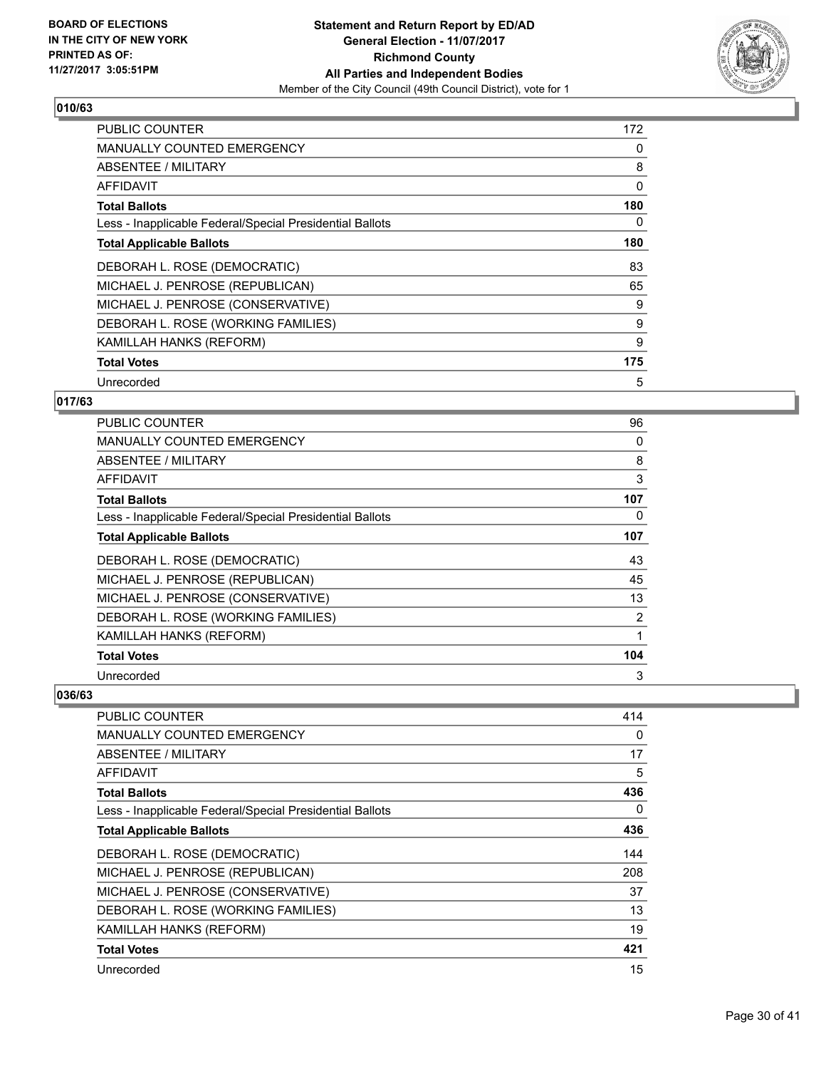**BOARD OF ELECTIONS IN THE CITY OF NEW YORK PRINTED AS OF: 11/27/2017 3:05:51PM**

**Statement and Return Report by ED/AD**
**General Election - 11/07/2017**
**Richmond County**
**All Parties and Independent Bodies**
Member of the City Council (49th Council District), vote for 1

### 010/63

| | |
|---|---|
| PUBLIC COUNTER | 172 |
| MANUALLY COUNTED EMERGENCY | 0 |
| ABSENTEE / MILITARY | 8 |
| AFFIDAVIT | 0 |
| **Total Ballots** | **180** |
| Less - Inapplicable Federal/Special Presidential Ballots | 0 |
| **Total Applicable Ballots** | **180** |
| DEBORAH L. ROSE (DEMOCRATIC) | 83 |
| MICHAEL J. PENROSE (REPUBLICAN) | 65 |
| MICHAEL J. PENROSE (CONSERVATIVE) | 9 |
| DEBORAH L. ROSE (WORKING FAMILIES) | 9 |
| KAMILLAH HANKS (REFORM) | 9 |
| **Total Votes** | **175** |
| Unrecorded | 5 |

### 017/63

| | |
|---|---|
| PUBLIC COUNTER | 96 |
| MANUALLY COUNTED EMERGENCY | 0 |
| ABSENTEE / MILITARY | 8 |
| AFFIDAVIT | 3 |
| **Total Ballots** | **107** |
| Less - Inapplicable Federal/Special Presidential Ballots | 0 |
| **Total Applicable Ballots** | **107** |
| DEBORAH L. ROSE (DEMOCRATIC) | 43 |
| MICHAEL J. PENROSE (REPUBLICAN) | 45 |
| MICHAEL J. PENROSE (CONSERVATIVE) | 13 |
| DEBORAH L. ROSE (WORKING FAMILIES) | 2 |
| KAMILLAH HANKS (REFORM) | 1 |
| **Total Votes** | **104** |
| Unrecorded | 3 |

### 036/63

| | |
|---|---|
| PUBLIC COUNTER | 414 |
| MANUALLY COUNTED EMERGENCY | 0 |
| ABSENTEE / MILITARY | 17 |
| AFFIDAVIT | 5 |
| **Total Ballots** | **436** |
| Less - Inapplicable Federal/Special Presidential Ballots | 0 |
| **Total Applicable Ballots** | **436** |
| DEBORAH L. ROSE (DEMOCRATIC) | 144 |
| MICHAEL J. PENROSE (REPUBLICAN) | 208 |
| MICHAEL J. PENROSE (CONSERVATIVE) | 37 |
| DEBORAH L. ROSE (WORKING FAMILIES) | 13 |
| KAMILLAH HANKS (REFORM) | 19 |
| **Total Votes** | **421** |
| Unrecorded | 15 |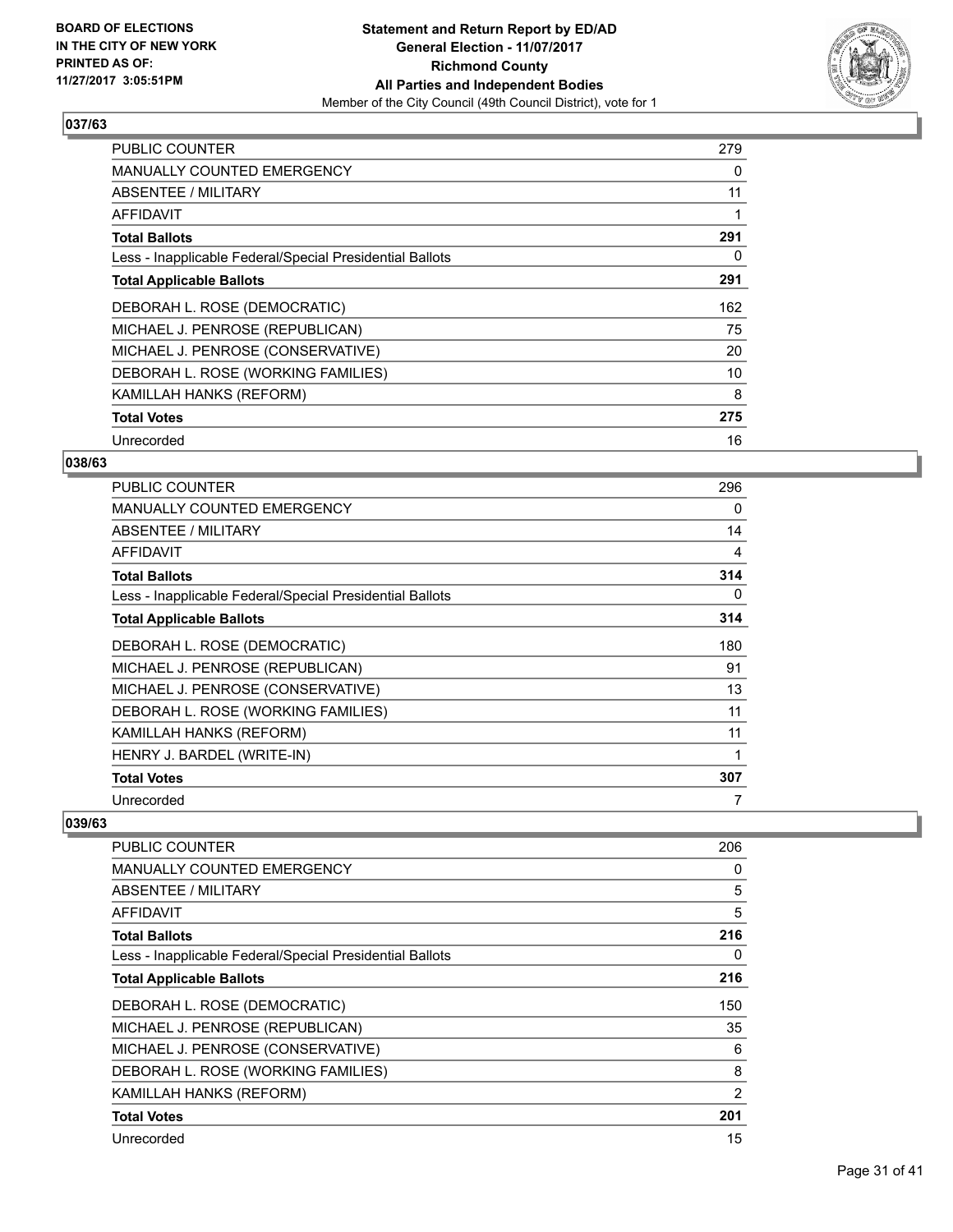**BOARD OF ELECTIONS IN THE CITY OF NEW YORK PRINTED AS OF: 11/27/2017 3:05:51PM**

**Statement and Return Report by ED/AD General Election - 11/07/2017 Richmond County All Parties and Independent Bodies**

Member of the City Council (49th Council District), vote for 1

### 037/63

| | |
|---|---|
| PUBLIC COUNTER | 279 |
| MANUALLY COUNTED EMERGENCY | 0 |
| ABSENTEE / MILITARY | 11 |
| AFFIDAVIT | 1 |
| **Total Ballots** | **291** |
| Less - Inapplicable Federal/Special Presidential Ballots | 0 |
| **Total Applicable Ballots** | **291** |
| DEBORAH L. ROSE (DEMOCRATIC) | 162 |
| MICHAEL J. PENROSE (REPUBLICAN) | 75 |
| MICHAEL J. PENROSE (CONSERVATIVE) | 20 |
| DEBORAH L. ROSE (WORKING FAMILIES) | 10 |
| KAMILLAH HANKS (REFORM) | 8 |
| **Total Votes** | **275** |
| Unrecorded | 16 |

### 038/63

| | |
|---|---|
| PUBLIC COUNTER | 296 |
| MANUALLY COUNTED EMERGENCY | 0 |
| ABSENTEE / MILITARY | 14 |
| AFFIDAVIT | 4 |
| **Total Ballots** | **314** |
| Less - Inapplicable Federal/Special Presidential Ballots | 0 |
| **Total Applicable Ballots** | **314** |
| DEBORAH L. ROSE (DEMOCRATIC) | 180 |
| MICHAEL J. PENROSE (REPUBLICAN) | 91 |
| MICHAEL J. PENROSE (CONSERVATIVE) | 13 |
| DEBORAH L. ROSE (WORKING FAMILIES) | 11 |
| KAMILLAH HANKS (REFORM) | 11 |
| HENRY J. BARDEL (WRITE-IN) | 1 |
| **Total Votes** | **307** |
| Unrecorded | 7 |

### 039/63

| | |
|---|---|
| PUBLIC COUNTER | 206 |
| MANUALLY COUNTED EMERGENCY | 0 |
| ABSENTEE / MILITARY | 5 |
| AFFIDAVIT | 5 |
| **Total Ballots** | **216** |
| Less - Inapplicable Federal/Special Presidential Ballots | 0 |
| **Total Applicable Ballots** | **216** |
| DEBORAH L. ROSE (DEMOCRATIC) | 150 |
| MICHAEL J. PENROSE (REPUBLICAN) | 35 |
| MICHAEL J. PENROSE (CONSERVATIVE) | 6 |
| DEBORAH L. ROSE (WORKING FAMILIES) | 8 |
| KAMILLAH HANKS (REFORM) | 2 |
| **Total Votes** | **201** |
| Unrecorded | 15 |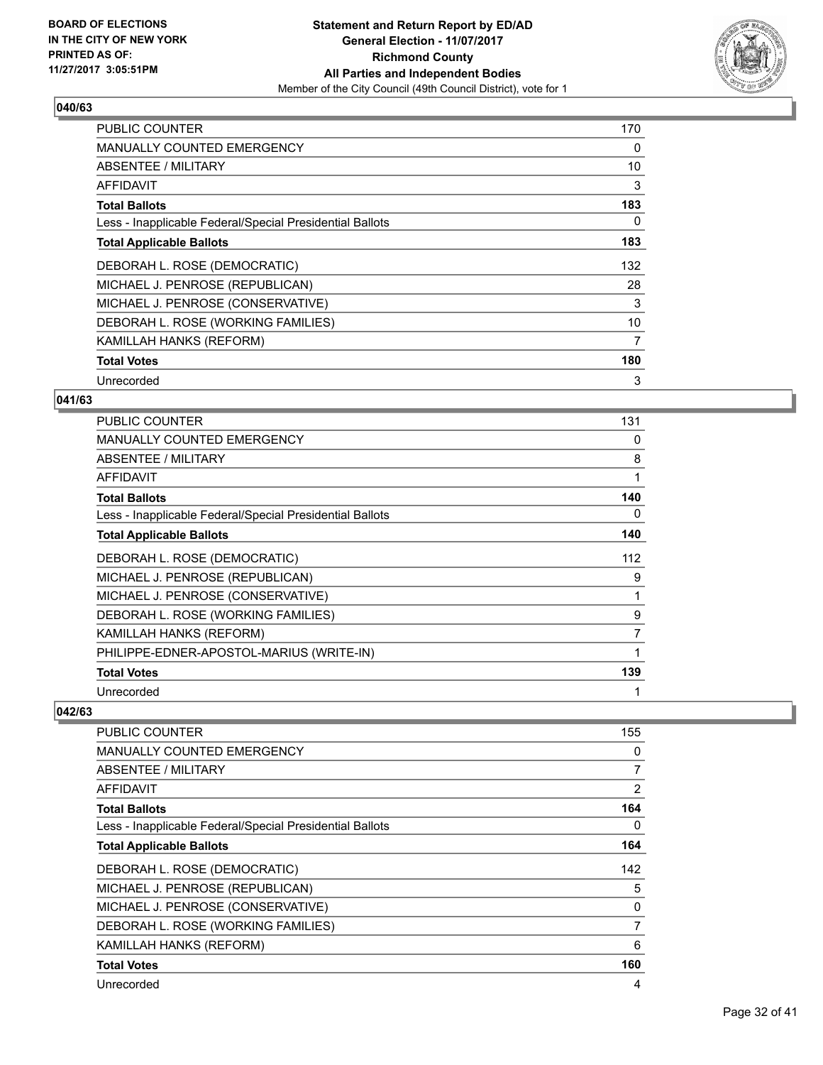**BOARD OF ELECTIONS IN THE CITY OF NEW YORK PRINTED AS OF: 11/27/2017 3:05:51PM**

**Statement and Return Report by ED/AD General Election - 11/07/2017 Richmond County All Parties and Independent Bodies**

Member of the City Council (49th Council District), vote for 1

## 040/63

| | |
|---|---|
| PUBLIC COUNTER | 170 |
| MANUALLY COUNTED EMERGENCY | 0 |
| ABSENTEE / MILITARY | 10 |
| AFFIDAVIT | 3 |
| **Total Ballots** | **183** |
| Less - Inapplicable Federal/Special Presidential Ballots | 0 |
| **Total Applicable Ballots** | **183** |
| DEBORAH L. ROSE (DEMOCRATIC) | 132 |
| MICHAEL J. PENROSE (REPUBLICAN) | 28 |
| MICHAEL J. PENROSE (CONSERVATIVE) | 3 |
| DEBORAH L. ROSE (WORKING FAMILIES) | 10 |
| KAMILLAH HANKS (REFORM) | 7 |
| **Total Votes** | **180** |
| Unrecorded | 3 |

## 041/63

| | |
|---|---|
| PUBLIC COUNTER | 131 |
| MANUALLY COUNTED EMERGENCY | 0 |
| ABSENTEE / MILITARY | 8 |
| AFFIDAVIT | 1 |
| **Total Ballots** | **140** |
| Less - Inapplicable Federal/Special Presidential Ballots | 0 |
| **Total Applicable Ballots** | **140** |
| DEBORAH L. ROSE (DEMOCRATIC) | 112 |
| MICHAEL J. PENROSE (REPUBLICAN) | 9 |
| MICHAEL J. PENROSE (CONSERVATIVE) | 1 |
| DEBORAH L. ROSE (WORKING FAMILIES) | 9 |
| KAMILLAH HANKS (REFORM) | 7 |
| PHILIPPE-EDNER-APOSTOL-MARIUS (WRITE-IN) | 1 |
| **Total Votes** | **139** |
| Unrecorded | 1 |

## 042/63

| | |
|---|---|
| PUBLIC COUNTER | 155 |
| MANUALLY COUNTED EMERGENCY | 0 |
| ABSENTEE / MILITARY | 7 |
| AFFIDAVIT | 2 |
| **Total Ballots** | **164** |
| Less - Inapplicable Federal/Special Presidential Ballots | 0 |
| **Total Applicable Ballots** | **164** |
| DEBORAH L. ROSE (DEMOCRATIC) | 142 |
| MICHAEL J. PENROSE (REPUBLICAN) | 5 |
| MICHAEL J. PENROSE (CONSERVATIVE) | 0 |
| DEBORAH L. ROSE (WORKING FAMILIES) | 7 |
| KAMILLAH HANKS (REFORM) | 6 |
| **Total Votes** | **160** |
| Unrecorded | 4 |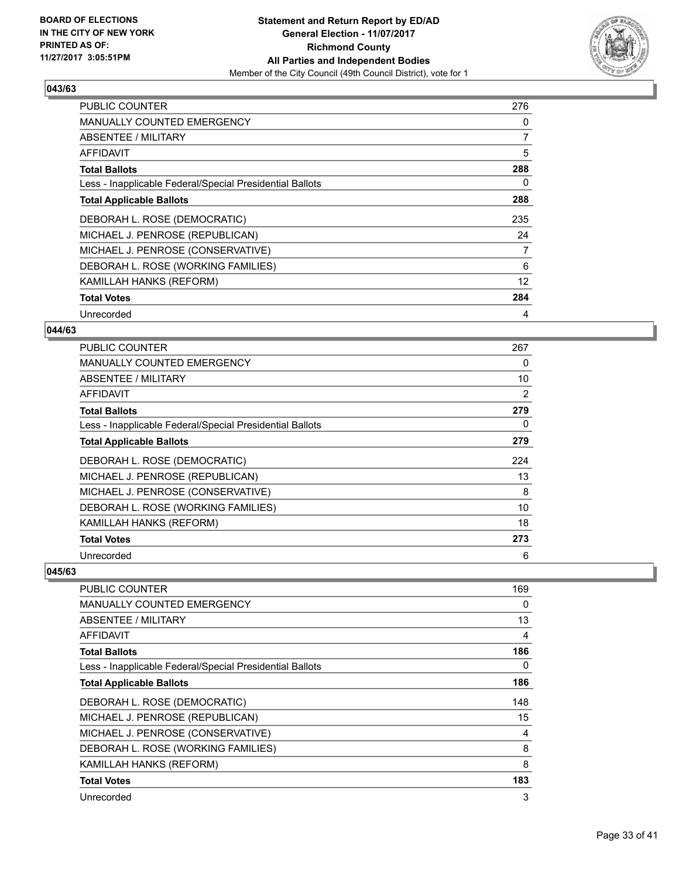**BOARD OF ELECTIONS IN THE CITY OF NEW YORK PRINTED AS OF: 11/27/2017 3:05:51PM**

**Statement and Return Report by ED/AD**
**General Election - 11/07/2017**
**Richmond County**
**All Parties and Independent Bodies**
Member of the City Council (49th Council District), vote for 1

### 043/63

| | |
|---|---|
| PUBLIC COUNTER | 276 |
| MANUALLY COUNTED EMERGENCY | 0 |
| ABSENTEE / MILITARY | 7 |
| AFFIDAVIT | 5 |
| **Total Ballots** | **288** |
| Less - Inapplicable Federal/Special Presidential Ballots | 0 |
| **Total Applicable Ballots** | **288** |
| DEBORAH L. ROSE (DEMOCRATIC) | 235 |
| MICHAEL J. PENROSE (REPUBLICAN) | 24 |
| MICHAEL J. PENROSE (CONSERVATIVE) | 7 |
| DEBORAH L. ROSE (WORKING FAMILIES) | 6 |
| KAMILLAH HANKS (REFORM) | 12 |
| **Total Votes** | **284** |
| Unrecorded | 4 |

### 044/63

| | |
|---|---|
| PUBLIC COUNTER | 267 |
| MANUALLY COUNTED EMERGENCY | 0 |
| ABSENTEE / MILITARY | 10 |
| AFFIDAVIT | 2 |
| **Total Ballots** | **279** |
| Less - Inapplicable Federal/Special Presidential Ballots | 0 |
| **Total Applicable Ballots** | **279** |
| DEBORAH L. ROSE (DEMOCRATIC) | 224 |
| MICHAEL J. PENROSE (REPUBLICAN) | 13 |
| MICHAEL J. PENROSE (CONSERVATIVE) | 8 |
| DEBORAH L. ROSE (WORKING FAMILIES) | 10 |
| KAMILLAH HANKS (REFORM) | 18 |
| **Total Votes** | **273** |
| Unrecorded | 6 |

### 045/63

| | |
|---|---|
| PUBLIC COUNTER | 169 |
| MANUALLY COUNTED EMERGENCY | 0 |
| ABSENTEE / MILITARY | 13 |
| AFFIDAVIT | 4 |
| **Total Ballots** | **186** |
| Less - Inapplicable Federal/Special Presidential Ballots | 0 |
| **Total Applicable Ballots** | **186** |
| DEBORAH L. ROSE (DEMOCRATIC) | 148 |
| MICHAEL J. PENROSE (REPUBLICAN) | 15 |
| MICHAEL J. PENROSE (CONSERVATIVE) | 4 |
| DEBORAH L. ROSE (WORKING FAMILIES) | 8 |
| KAMILLAH HANKS (REFORM) | 8 |
| **Total Votes** | **183** |
| Unrecorded | 3 |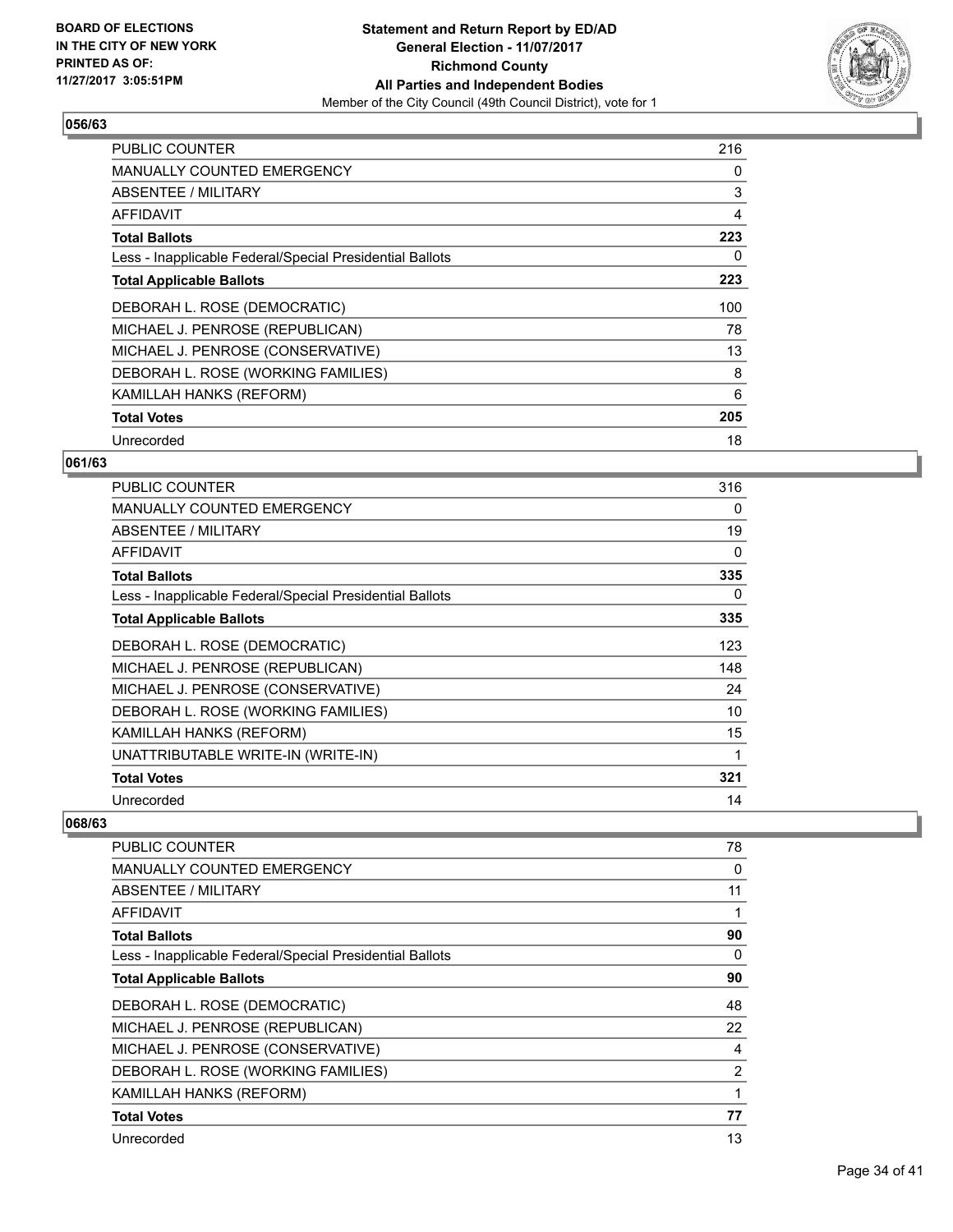**Statement and Return Report by ED/AD**
**General Election - 11/07/2017**
**Richmond County**
**All Parties and Independent Bodies**
Member of the City Council (49th Council District), vote for 1

BOARD OF ELECTIONS
IN THE CITY OF NEW YORK
PRINTED AS OF:
11/27/2017 3:05:51PM

### 056/63

| | |
|---|---|
| PUBLIC COUNTER | 216 |
| MANUALLY COUNTED EMERGENCY | 0 |
| ABSENTEE / MILITARY | 3 |
| AFFIDAVIT | 4 |
| **Total Ballots** | **223** |
| Less - Inapplicable Federal/Special Presidential Ballots | 0 |
| **Total Applicable Ballots** | **223** |
| DEBORAH L. ROSE (DEMOCRATIC) | 100 |
| MICHAEL J. PENROSE (REPUBLICAN) | 78 |
| MICHAEL J. PENROSE (CONSERVATIVE) | 13 |
| DEBORAH L. ROSE (WORKING FAMILIES) | 8 |
| KAMILLAH HANKS (REFORM) | 6 |
| **Total Votes** | **205** |
| Unrecorded | 18 |

### 061/63

| | |
|---|---|
| PUBLIC COUNTER | 316 |
| MANUALLY COUNTED EMERGENCY | 0 |
| ABSENTEE / MILITARY | 19 |
| AFFIDAVIT | 0 |
| **Total Ballots** | **335** |
| Less - Inapplicable Federal/Special Presidential Ballots | 0 |
| **Total Applicable Ballots** | **335** |
| DEBORAH L. ROSE (DEMOCRATIC) | 123 |
| MICHAEL J. PENROSE (REPUBLICAN) | 148 |
| MICHAEL J. PENROSE (CONSERVATIVE) | 24 |
| DEBORAH L. ROSE (WORKING FAMILIES) | 10 |
| KAMILLAH HANKS (REFORM) | 15 |
| UNATTRIBUTABLE WRITE-IN (WRITE-IN) | 1 |
| **Total Votes** | **321** |
| Unrecorded | 14 |

### 068/63

| | |
|---|---|
| PUBLIC COUNTER | 78 |
| MANUALLY COUNTED EMERGENCY | 0 |
| ABSENTEE / MILITARY | 11 |
| AFFIDAVIT | 1 |
| **Total Ballots** | **90** |
| Less - Inapplicable Federal/Special Presidential Ballots | 0 |
| **Total Applicable Ballots** | **90** |
| DEBORAH L. ROSE (DEMOCRATIC) | 48 |
| MICHAEL J. PENROSE (REPUBLICAN) | 22 |
| MICHAEL J. PENROSE (CONSERVATIVE) | 4 |
| DEBORAH L. ROSE (WORKING FAMILIES) | 2 |
| KAMILLAH HANKS (REFORM) | 1 |
| **Total Votes** | **77** |
| Unrecorded | 13 |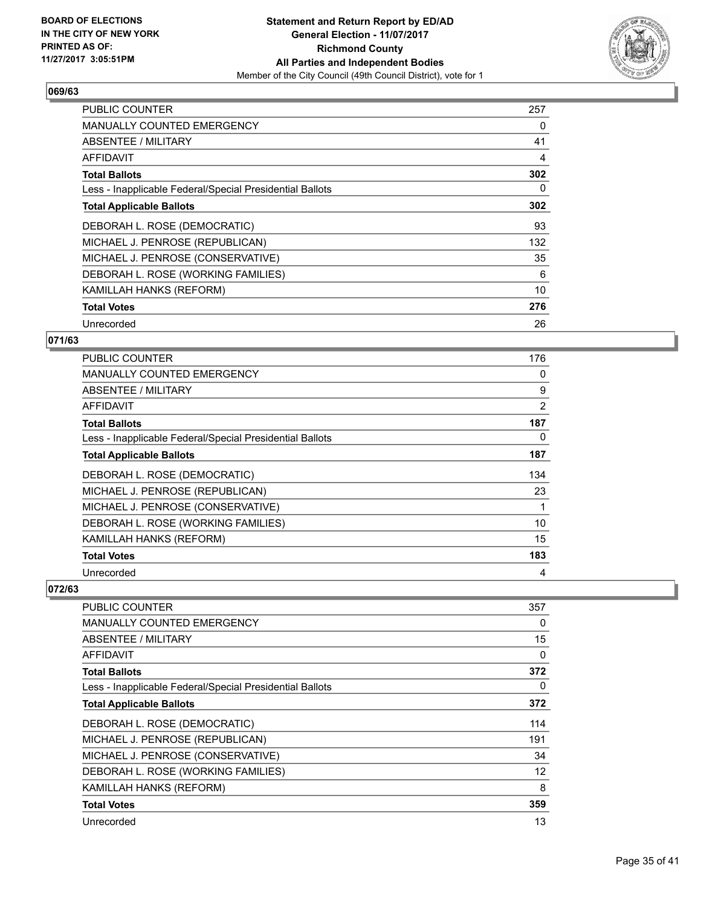**BOARD OF ELECTIONS IN THE CITY OF NEW YORK PRINTED AS OF: 11/27/2017 3:05:51PM**

# Statement and Return Report by ED/AD
## General Election - 11/07/2017
## Richmond County
## All Parties and Independent Bodies
Member of the City Council (49th Council District), vote for 1

### 069/63

| | |
|---|---|
| PUBLIC COUNTER | 257 |
| MANUALLY COUNTED EMERGENCY | 0 |
| ABSENTEE / MILITARY | 41 |
| AFFIDAVIT | 4 |
| **Total Ballots** | **302** |
| Less - Inapplicable Federal/Special Presidential Ballots | 0 |
| **Total Applicable Ballots** | **302** |
| DEBORAH L. ROSE (DEMOCRATIC) | 93 |
| MICHAEL J. PENROSE (REPUBLICAN) | 132 |
| MICHAEL J. PENROSE (CONSERVATIVE) | 35 |
| DEBORAH L. ROSE (WORKING FAMILIES) | 6 |
| KAMILLAH HANKS (REFORM) | 10 |
| **Total Votes** | **276** |
| Unrecorded | 26 |

### 071/63

| | |
|---|---|
| PUBLIC COUNTER | 176 |
| MANUALLY COUNTED EMERGENCY | 0 |
| ABSENTEE / MILITARY | 9 |
| AFFIDAVIT | 2 |
| **Total Ballots** | **187** |
| Less - Inapplicable Federal/Special Presidential Ballots | 0 |
| **Total Applicable Ballots** | **187** |
| DEBORAH L. ROSE (DEMOCRATIC) | 134 |
| MICHAEL J. PENROSE (REPUBLICAN) | 23 |
| MICHAEL J. PENROSE (CONSERVATIVE) | 1 |
| DEBORAH L. ROSE (WORKING FAMILIES) | 10 |
| KAMILLAH HANKS (REFORM) | 15 |
| **Total Votes** | **183** |
| Unrecorded | 4 |

### 072/63

| | |
|---|---|
| PUBLIC COUNTER | 357 |
| MANUALLY COUNTED EMERGENCY | 0 |
| ABSENTEE / MILITARY | 15 |
| AFFIDAVIT | 0 |
| **Total Ballots** | **372** |
| Less - Inapplicable Federal/Special Presidential Ballots | 0 |
| **Total Applicable Ballots** | **372** |
| DEBORAH L. ROSE (DEMOCRATIC) | 114 |
| MICHAEL J. PENROSE (REPUBLICAN) | 191 |
| MICHAEL J. PENROSE (CONSERVATIVE) | 34 |
| DEBORAH L. ROSE (WORKING FAMILIES) | 12 |
| KAMILLAH HANKS (REFORM) | 8 |
| **Total Votes** | **359** |
| Unrecorded | 13 |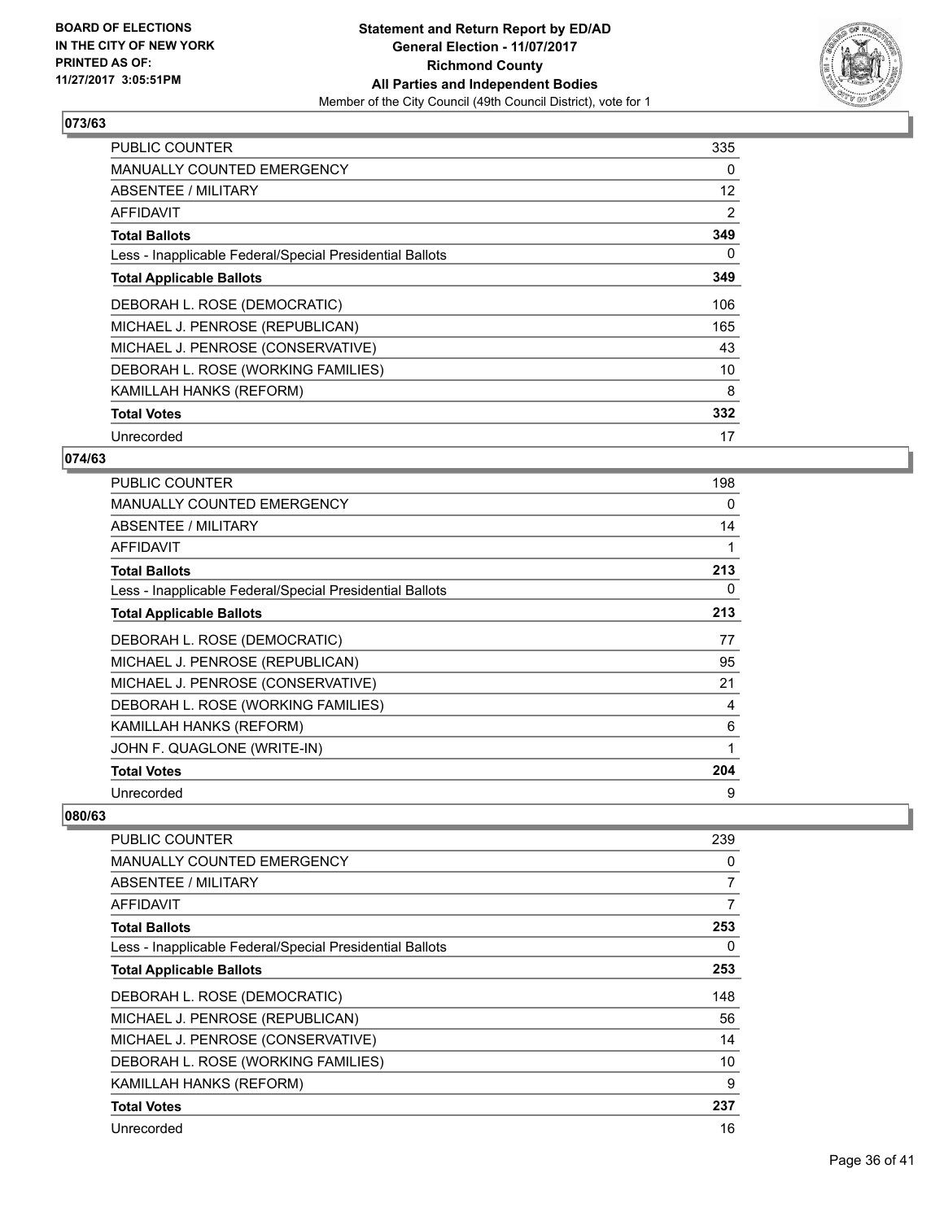**BOARD OF ELECTIONS IN THE CITY OF NEW YORK**
**PRINTED AS OF: 11/27/2017 3:05:51PM**

**Statement and Return Report by ED/AD**
**General Election - 11/07/2017**
**Richmond County**
**All Parties and Independent Bodies**
Member of the City Council (49th Council District), vote for 1

## 073/63

| | |
|---|---|
| PUBLIC COUNTER | 335 |
| MANUALLY COUNTED EMERGENCY | 0 |
| ABSENTEE / MILITARY | 12 |
| AFFIDAVIT | 2 |
| **Total Ballots** | **349** |
| Less - Inapplicable Federal/Special Presidential Ballots | 0 |
| **Total Applicable Ballots** | **349** |
| DEBORAH L. ROSE (DEMOCRATIC) | 106 |
| MICHAEL J. PENROSE (REPUBLICAN) | 165 |
| MICHAEL J. PENROSE (CONSERVATIVE) | 43 |
| DEBORAH L. ROSE (WORKING FAMILIES) | 10 |
| KAMILLAH HANKS (REFORM) | 8 |
| **Total Votes** | **332** |
| Unrecorded | 17 |

## 074/63

| | |
|---|---|
| PUBLIC COUNTER | 198 |
| MANUALLY COUNTED EMERGENCY | 0 |
| ABSENTEE / MILITARY | 14 |
| AFFIDAVIT | 1 |
| **Total Ballots** | **213** |
| Less - Inapplicable Federal/Special Presidential Ballots | 0 |
| **Total Applicable Ballots** | **213** |
| DEBORAH L. ROSE (DEMOCRATIC) | 77 |
| MICHAEL J. PENROSE (REPUBLICAN) | 95 |
| MICHAEL J. PENROSE (CONSERVATIVE) | 21 |
| DEBORAH L. ROSE (WORKING FAMILIES) | 4 |
| KAMILLAH HANKS (REFORM) | 6 |
| JOHN F. QUAGLONE (WRITE-IN) | 1 |
| **Total Votes** | **204** |
| Unrecorded | 9 |

## 080/63

| | |
|---|---|
| PUBLIC COUNTER | 239 |
| MANUALLY COUNTED EMERGENCY | 0 |
| ABSENTEE / MILITARY | 7 |
| AFFIDAVIT | 7 |
| **Total Ballots** | **253** |
| Less - Inapplicable Federal/Special Presidential Ballots | 0 |
| **Total Applicable Ballots** | **253** |
| DEBORAH L. ROSE (DEMOCRATIC) | 148 |
| MICHAEL J. PENROSE (REPUBLICAN) | 56 |
| MICHAEL J. PENROSE (CONSERVATIVE) | 14 |
| DEBORAH L. ROSE (WORKING FAMILIES) | 10 |
| KAMILLAH HANKS (REFORM) | 9 |
| **Total Votes** | **237** |
| Unrecorded | 16 |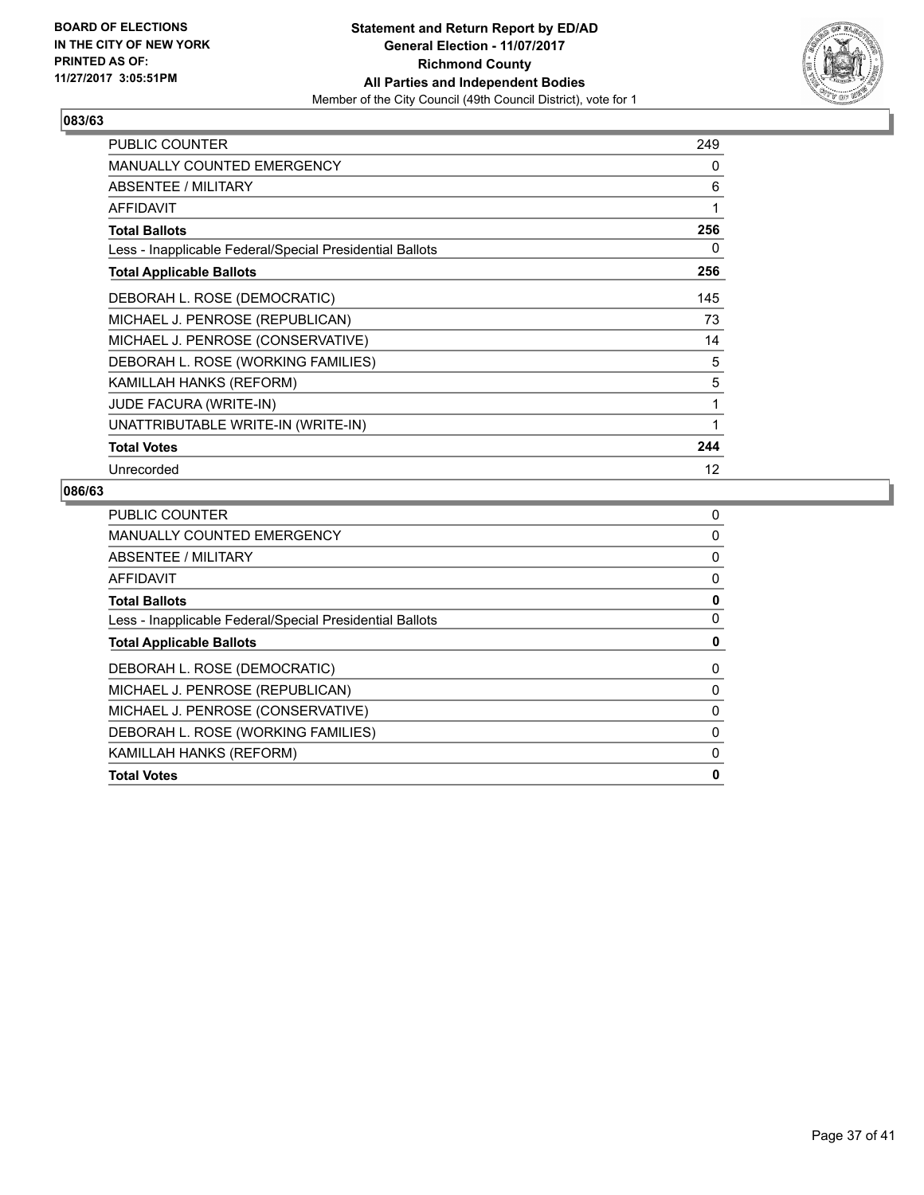**BOARD OF ELECTIONS IN THE CITY OF NEW YORK PRINTED AS OF: 11/27/2017 3:05:51PM**

**Statement and Return Report by ED/AD**
**General Election - 11/07/2017**
**Richmond County**
**All Parties and Independent Bodies**
Member of the City Council (49th Council District), vote for 1

### 083/63

| | |
|---|---|
| PUBLIC COUNTER | 249 |
| MANUALLY COUNTED EMERGENCY | 0 |
| ABSENTEE / MILITARY | 6 |
| AFFIDAVIT | 1 |
| **Total Ballots** | **256** |
| Less - Inapplicable Federal/Special Presidential Ballots | 0 |
| **Total Applicable Ballots** | **256** |
| DEBORAH L. ROSE (DEMOCRATIC) | 145 |
| MICHAEL J. PENROSE (REPUBLICAN) | 73 |
| MICHAEL J. PENROSE (CONSERVATIVE) | 14 |
| DEBORAH L. ROSE (WORKING FAMILIES) | 5 |
| KAMILLAH HANKS (REFORM) | 5 |
| JUDE FACURA (WRITE-IN) | 1 |
| UNATTRIBUTABLE WRITE-IN (WRITE-IN) | 1 |
| **Total Votes** | **244** |
| Unrecorded | 12 |

### 086/63

| | |
|---|---|
| PUBLIC COUNTER | 0 |
| MANUALLY COUNTED EMERGENCY | 0 |
| ABSENTEE / MILITARY | 0 |
| AFFIDAVIT | 0 |
| **Total Ballots** | **0** |
| Less - Inapplicable Federal/Special Presidential Ballots | 0 |
| **Total Applicable Ballots** | **0** |
| DEBORAH L. ROSE (DEMOCRATIC) | 0 |
| MICHAEL J. PENROSE (REPUBLICAN) | 0 |
| MICHAEL J. PENROSE (CONSERVATIVE) | 0 |
| DEBORAH L. ROSE (WORKING FAMILIES) | 0 |
| KAMILLAH HANKS (REFORM) | 0 |
| **Total Votes** | **0** |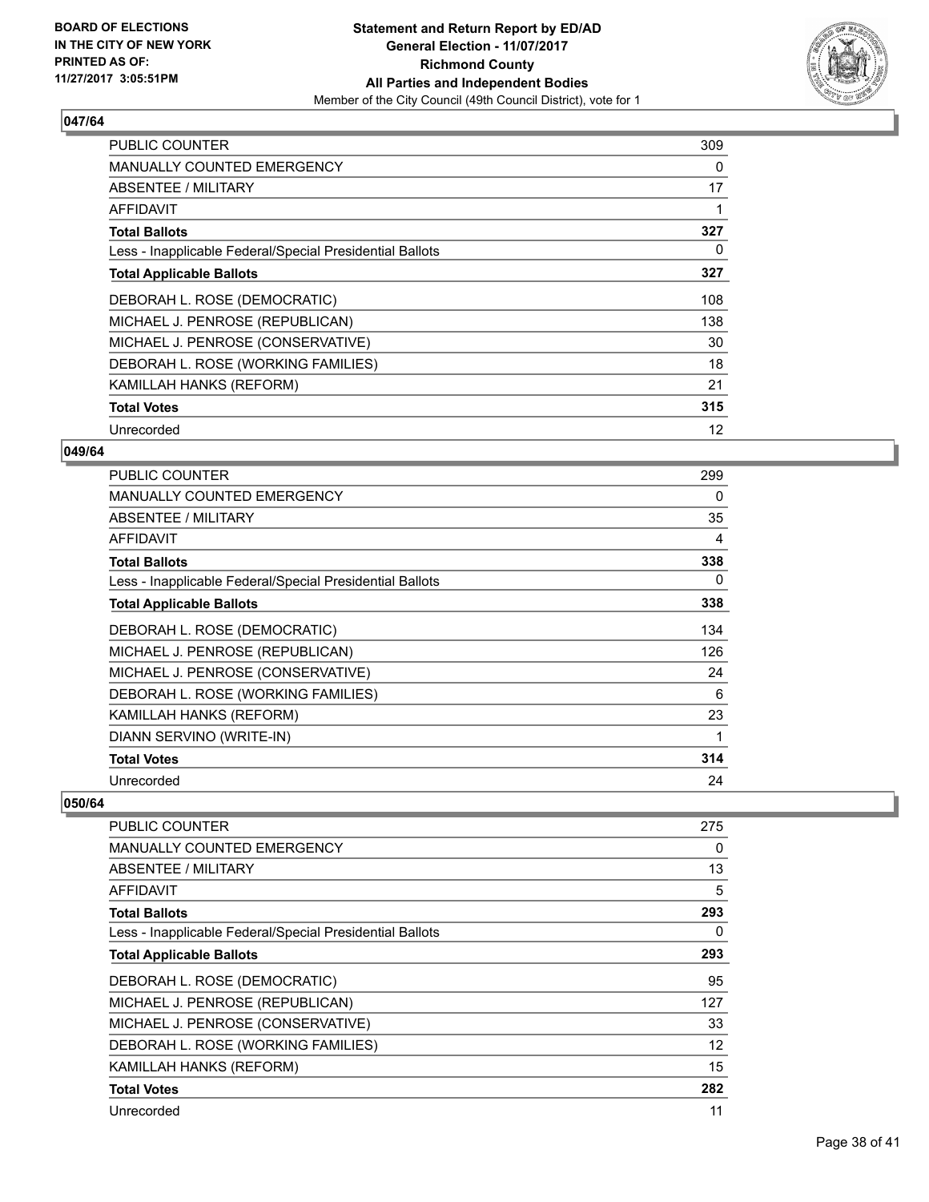**BOARD OF ELECTIONS IN THE CITY OF NEW YORK PRINTED AS OF: 11/27/2017 3:05:51PM**

**Statement and Return Report by ED/AD General Election - 11/07/2017 Richmond County All Parties and Independent Bodies**

Member of the City Council (49th Council District), vote for 1

### 047/64

| | |
|---|---|
| PUBLIC COUNTER | 309 |
| MANUALLY COUNTED EMERGENCY | 0 |
| ABSENTEE / MILITARY | 17 |
| AFFIDAVIT | 1 |
| **Total Ballots** | **327** |
| Less - Inapplicable Federal/Special Presidential Ballots | 0 |
| **Total Applicable Ballots** | **327** |
| DEBORAH L. ROSE (DEMOCRATIC) | 108 |
| MICHAEL J. PENROSE (REPUBLICAN) | 138 |
| MICHAEL J. PENROSE (CONSERVATIVE) | 30 |
| DEBORAH L. ROSE (WORKING FAMILIES) | 18 |
| KAMILLAH HANKS (REFORM) | 21 |
| **Total Votes** | **315** |
| Unrecorded | 12 |

### 049/64

| | |
|---|---|
| PUBLIC COUNTER | 299 |
| MANUALLY COUNTED EMERGENCY | 0 |
| ABSENTEE / MILITARY | 35 |
| AFFIDAVIT | 4 |
| **Total Ballots** | **338** |
| Less - Inapplicable Federal/Special Presidential Ballots | 0 |
| **Total Applicable Ballots** | **338** |
| DEBORAH L. ROSE (DEMOCRATIC) | 134 |
| MICHAEL J. PENROSE (REPUBLICAN) | 126 |
| MICHAEL J. PENROSE (CONSERVATIVE) | 24 |
| DEBORAH L. ROSE (WORKING FAMILIES) | 6 |
| KAMILLAH HANKS (REFORM) | 23 |
| DIANN SERVINO (WRITE-IN) | 1 |
| **Total Votes** | **314** |
| Unrecorded | 24 |

### 050/64

| | |
|---|---|
| PUBLIC COUNTER | 275 |
| MANUALLY COUNTED EMERGENCY | 0 |
| ABSENTEE / MILITARY | 13 |
| AFFIDAVIT | 5 |
| **Total Ballots** | **293** |
| Less - Inapplicable Federal/Special Presidential Ballots | 0 |
| **Total Applicable Ballots** | **293** |
| DEBORAH L. ROSE (DEMOCRATIC) | 95 |
| MICHAEL J. PENROSE (REPUBLICAN) | 127 |
| MICHAEL J. PENROSE (CONSERVATIVE) | 33 |
| DEBORAH L. ROSE (WORKING FAMILIES) | 12 |
| KAMILLAH HANKS (REFORM) | 15 |
| **Total Votes** | **282** |
| Unrecorded | 11 |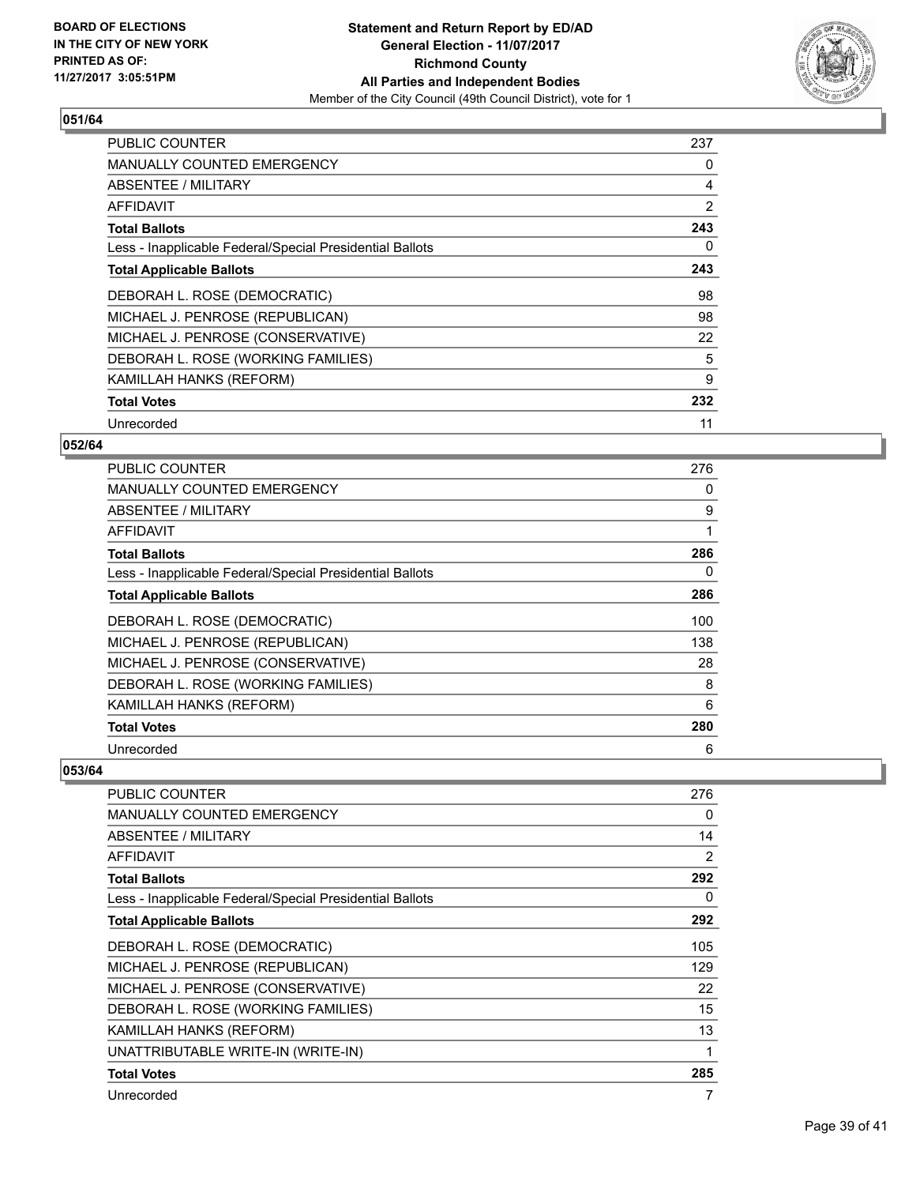BOARD OF ELECTIONS
IN THE CITY OF NEW YORK
PRINTED AS OF:
11/27/2017 3:05:51PM

**Statement and Return Report by ED/AD**
**General Election - 11/07/2017**
**Richmond County**
**All Parties and Independent Bodies**
Member of the City Council (49th Council District), vote for 1

### 051/64

| | |
|---|---|
| PUBLIC COUNTER | 237 |
| MANUALLY COUNTED EMERGENCY | 0 |
| ABSENTEE / MILITARY | 4 |
| AFFIDAVIT | 2 |
| **Total Ballots** | **243** |
| Less - Inapplicable Federal/Special Presidential Ballots | 0 |
| **Total Applicable Ballots** | **243** |
| DEBORAH L. ROSE (DEMOCRATIC) | 98 |
| MICHAEL J. PENROSE (REPUBLICAN) | 98 |
| MICHAEL J. PENROSE (CONSERVATIVE) | 22 |
| DEBORAH L. ROSE (WORKING FAMILIES) | 5 |
| KAMILLAH HANKS (REFORM) | 9 |
| **Total Votes** | **232** |
| Unrecorded | 11 |

### 052/64

| | |
|---|---|
| PUBLIC COUNTER | 276 |
| MANUALLY COUNTED EMERGENCY | 0 |
| ABSENTEE / MILITARY | 9 |
| AFFIDAVIT | 1 |
| **Total Ballots** | **286** |
| Less - Inapplicable Federal/Special Presidential Ballots | 0 |
| **Total Applicable Ballots** | **286** |
| DEBORAH L. ROSE (DEMOCRATIC) | 100 |
| MICHAEL J. PENROSE (REPUBLICAN) | 138 |
| MICHAEL J. PENROSE (CONSERVATIVE) | 28 |
| DEBORAH L. ROSE (WORKING FAMILIES) | 8 |
| KAMILLAH HANKS (REFORM) | 6 |
| **Total Votes** | **280** |
| Unrecorded | 6 |

### 053/64

| | |
|---|---|
| PUBLIC COUNTER | 276 |
| MANUALLY COUNTED EMERGENCY | 0 |
| ABSENTEE / MILITARY | 14 |
| AFFIDAVIT | 2 |
| **Total Ballots** | **292** |
| Less - Inapplicable Federal/Special Presidential Ballots | 0 |
| **Total Applicable Ballots** | **292** |
| DEBORAH L. ROSE (DEMOCRATIC) | 105 |
| MICHAEL J. PENROSE (REPUBLICAN) | 129 |
| MICHAEL J. PENROSE (CONSERVATIVE) | 22 |
| DEBORAH L. ROSE (WORKING FAMILIES) | 15 |
| KAMILLAH HANKS (REFORM) | 13 |
| UNATTRIBUTABLE WRITE-IN (WRITE-IN) | 1 |
| **Total Votes** | **285** |
| Unrecorded | 7 |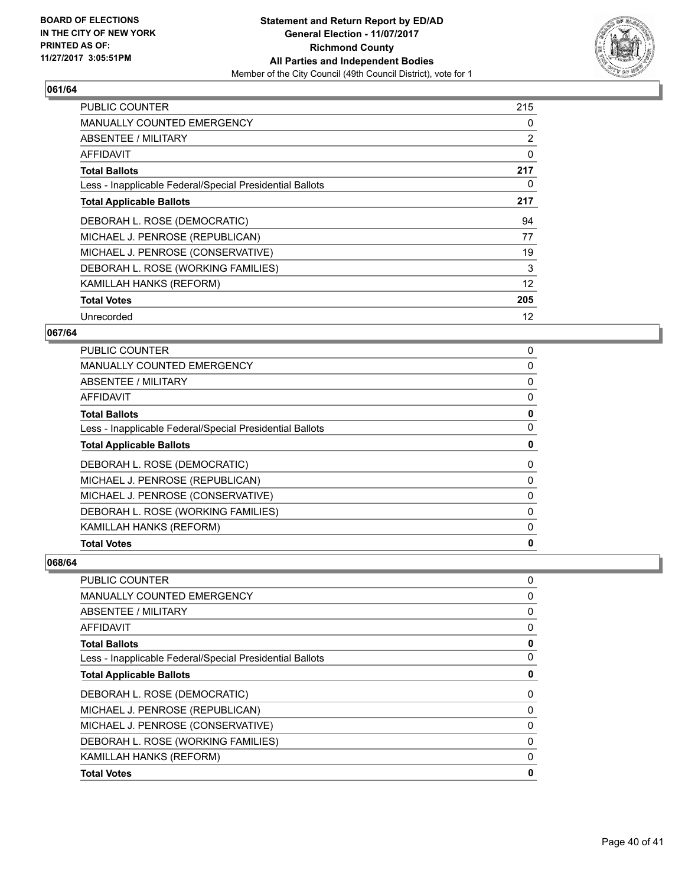## 061/64

| | |
|---|---|
| PUBLIC COUNTER | 215 |
| MANUALLY COUNTED EMERGENCY | 0 |
| ABSENTEE / MILITARY | 2 |
| AFFIDAVIT | 0 |
| **Total Ballots** | **217** |
| Less - Inapplicable Federal/Special Presidential Ballots | 0 |
| **Total Applicable Ballots** | **217** |
| DEBORAH L. ROSE (DEMOCRATIC) | 94 |
| MICHAEL J. PENROSE (REPUBLICAN) | 77 |
| MICHAEL J. PENROSE (CONSERVATIVE) | 19 |
| DEBORAH L. ROSE (WORKING FAMILIES) | 3 |
| KAMILLAH HANKS (REFORM) | 12 |
| **Total Votes** | **205** |
| Unrecorded | 12 |

## 067/64

| | |
|---|---|
| PUBLIC COUNTER | 0 |
| MANUALLY COUNTED EMERGENCY | 0 |
| ABSENTEE / MILITARY | 0 |
| AFFIDAVIT | 0 |
| **Total Ballots** | **0** |
| Less - Inapplicable Federal/Special Presidential Ballots | 0 |
| **Total Applicable Ballots** | **0** |
| DEBORAH L. ROSE (DEMOCRATIC) | 0 |
| MICHAEL J. PENROSE (REPUBLICAN) | 0 |
| MICHAEL J. PENROSE (CONSERVATIVE) | 0 |
| DEBORAH L. ROSE (WORKING FAMILIES) | 0 |
| KAMILLAH HANKS (REFORM) | 0 |
| **Total Votes** | **0** |

## 068/64

| | |
|---|---|
| PUBLIC COUNTER | 0 |
| MANUALLY COUNTED EMERGENCY | 0 |
| ABSENTEE / MILITARY | 0 |
| AFFIDAVIT | 0 |
| **Total Ballots** | **0** |
| Less - Inapplicable Federal/Special Presidential Ballots | 0 |
| **Total Applicable Ballots** | **0** |
| DEBORAH L. ROSE (DEMOCRATIC) | 0 |
| MICHAEL J. PENROSE (REPUBLICAN) | 0 |
| MICHAEL J. PENROSE (CONSERVATIVE) | 0 |
| DEBORAH L. ROSE (WORKING FAMILIES) | 0 |
| KAMILLAH HANKS (REFORM) | 0 |
| **Total Votes** | **0** |